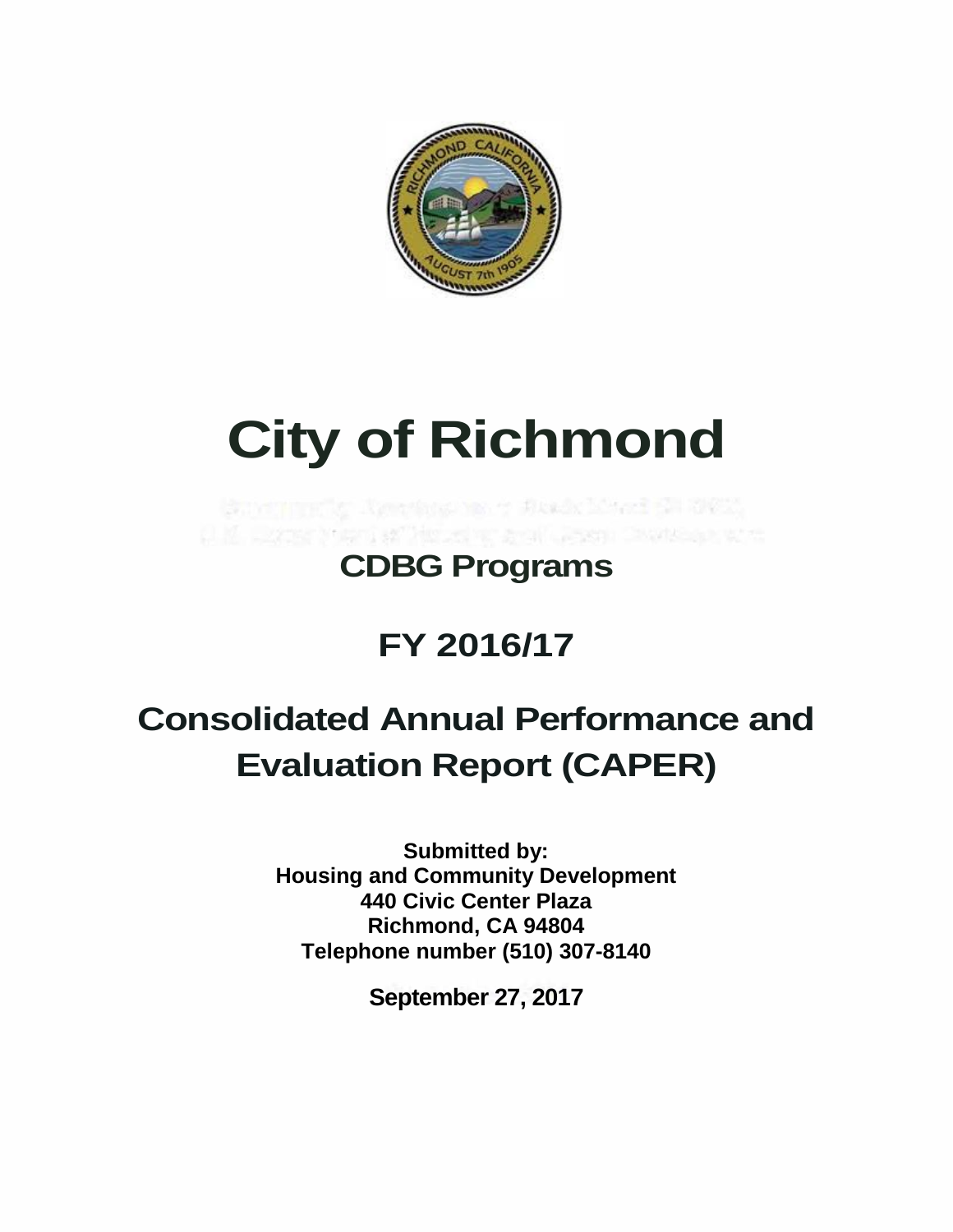# City of Richmond

## CDBG Programs

## FY 2016/17

## Consolidated Annual Performance and Evaluation Report (CAPER)

**Submitted by:**
**Housing and Community Development**
**440 Civic Center Plaza**
**Richmond, CA 94804**
**Telephone number (510) 307-8140**

**September 27, 2017**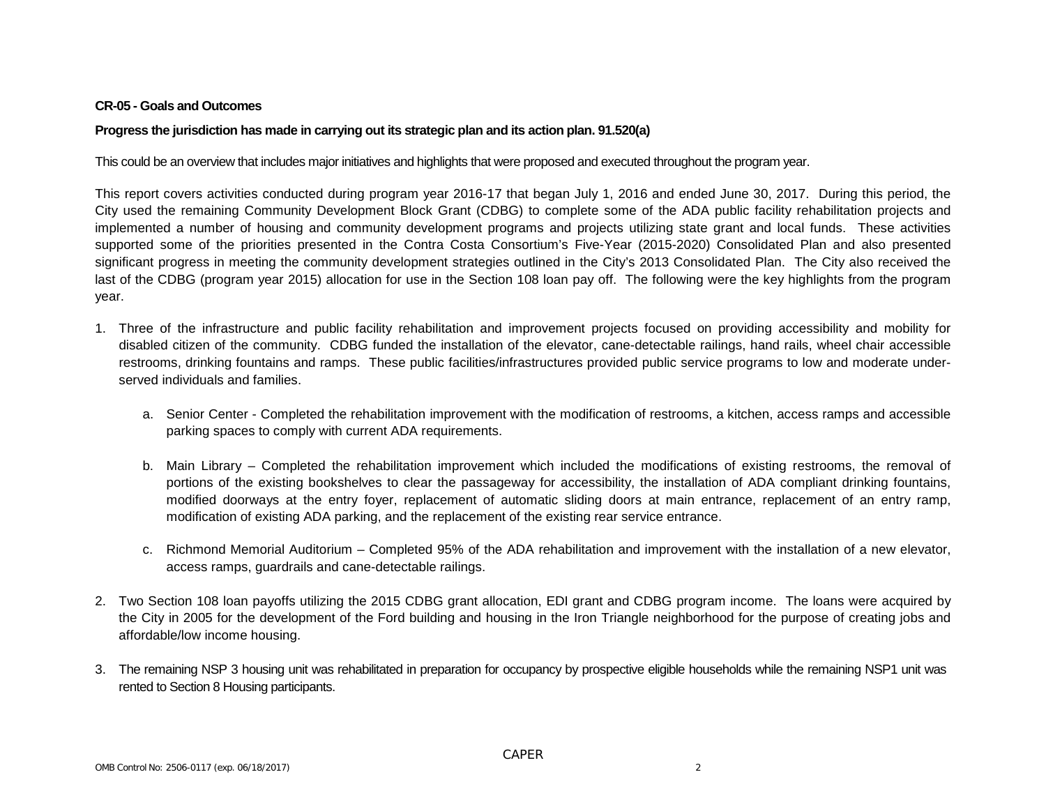**CR-05 - Goals and Outcomes**

**Progress the jurisdiction has made in carrying out its strategic plan and its action plan. 91.520(a)**

This could be an overview that includes major initiatives and highlights that were proposed and executed throughout the program year.

This report covers activities conducted during program year 2016-17 that began July 1, 2016 and ended June 30, 2017. During this period, the City used the remaining Community Development Block Grant (CDBG) to complete some of the ADA public facility rehabilitation projects and implemented a number of housing and community development programs and projects utilizing state grant and local funds. These activities supported some of the priorities presented in the Contra Costa Consortium's Five-Year (2015-2020) Consolidated Plan and also presented significant progress in meeting the community development strategies outlined in the City's 2013 Consolidated Plan. The City also received the last of the CDBG (program year 2015) allocation for use in the Section 108 loan pay off. The following were the key highlights from the program year.

1. Three of the infrastructure and public facility rehabilitation and improvement projects focused on providing accessibility and mobility for disabled citizen of the community. CDBG funded the installation of the elevator, cane-detectable railings, hand rails, wheel chair accessible restrooms, drinking fountains and ramps. These public facilities/infrastructures provided public service programs to low and moderate under-served individuals and families.

   a. Senior Center - Completed the rehabilitation improvement with the modification of restrooms, a kitchen, access ramps and accessible parking spaces to comply with current ADA requirements.

   b. Main Library – Completed the rehabilitation improvement which included the modifications of existing restrooms, the removal of portions of the existing bookshelves to clear the passageway for accessibility, the installation of ADA compliant drinking fountains, modified doorways at the entry foyer, replacement of automatic sliding doors at main entrance, replacement of an entry ramp, modification of existing ADA parking, and the replacement of the existing rear service entrance.

   c. Richmond Memorial Auditorium – Completed 95% of the ADA rehabilitation and improvement with the installation of a new elevator, access ramps, guardrails and cane-detectable railings.

2. Two Section 108 loan payoffs utilizing the 2015 CDBG grant allocation, EDI grant and CDBG program income. The loans were acquired by the City in 2005 for the development of the Ford building and housing in the Iron Triangle neighborhood for the purpose of creating jobs and affordable/low income housing.

3. The remaining NSP 3 housing unit was rehabilitated in preparation for occupancy by prospective eligible households while the remaining NSP1 unit was rented to Section 8 Housing participants.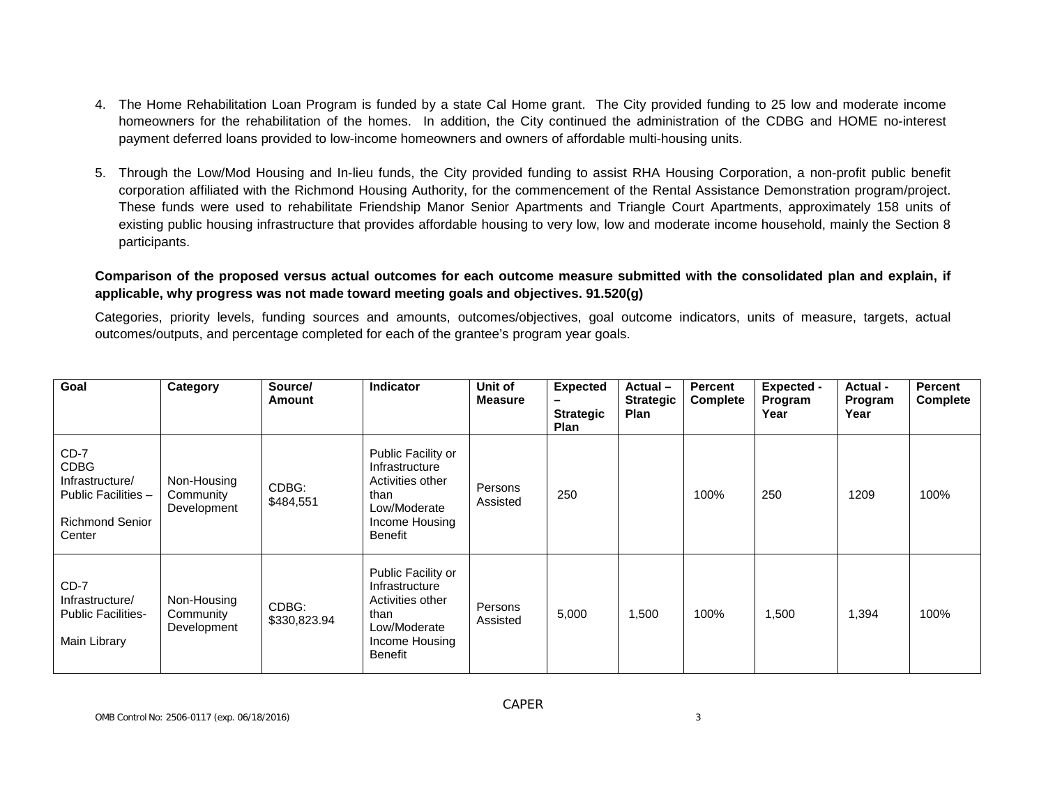4. The Home Rehabilitation Loan Program is funded by a state Cal Home grant. The City provided funding to 25 low and moderate income homeowners for the rehabilitation of the homes. In addition, the City continued the administration of the CDBG and HOME no-interest payment deferred loans provided to low-income homeowners and owners of affordable multi-housing units.

5. Through the Low/Mod Housing and In-lieu funds, the City provided funding to assist RHA Housing Corporation, a non-profit public benefit corporation affiliated with the Richmond Housing Authority, for the commencement of the Rental Assistance Demonstration program/project. These funds were used to rehabilitate Friendship Manor Senior Apartments and Triangle Court Apartments, approximately 158 units of existing public housing infrastructure that provides affordable housing to very low, low and moderate income household, mainly the Section 8 participants.

**Comparison of the proposed versus actual outcomes for each outcome measure submitted with the consolidated plan and explain, if applicable, why progress was not made toward meeting goals and objectives. 91.520(g)**

Categories, priority levels, funding sources and amounts, outcomes/objectives, goal outcome indicators, units of measure, targets, actual outcomes/outputs, and percentage completed for each of the grantee's program year goals.

| Goal | Category | Source/ Amount | Indicator | Unit of Measure | Expected – Strategic Plan | Actual – Strategic Plan | Percent Complete | Expected - Program Year | Actual - Program Year | Percent Complete |
|---|---|---|---|---|---|---|---|---|---|---|
| CD-7 CDBG Infrastructure/ Public Facilities – Richmond Senior Center | Non-Housing Community Development | CDBG: $484,551 | Public Facility or Infrastructure Activities other than Low/Moderate Income Housing Benefit | Persons Assisted | 250 | | 100% | 250 | 1209 | 100% |
| CD-7 Infrastructure/ Public Facilities- Main Library | Non-Housing Community Development | CDBG: $330,823.94 | Public Facility or Infrastructure Activities other than Low/Moderate Income Housing Benefit | Persons Assisted | 5,000 | 1,500 | 100% | 1,500 | 1,394 | 100% |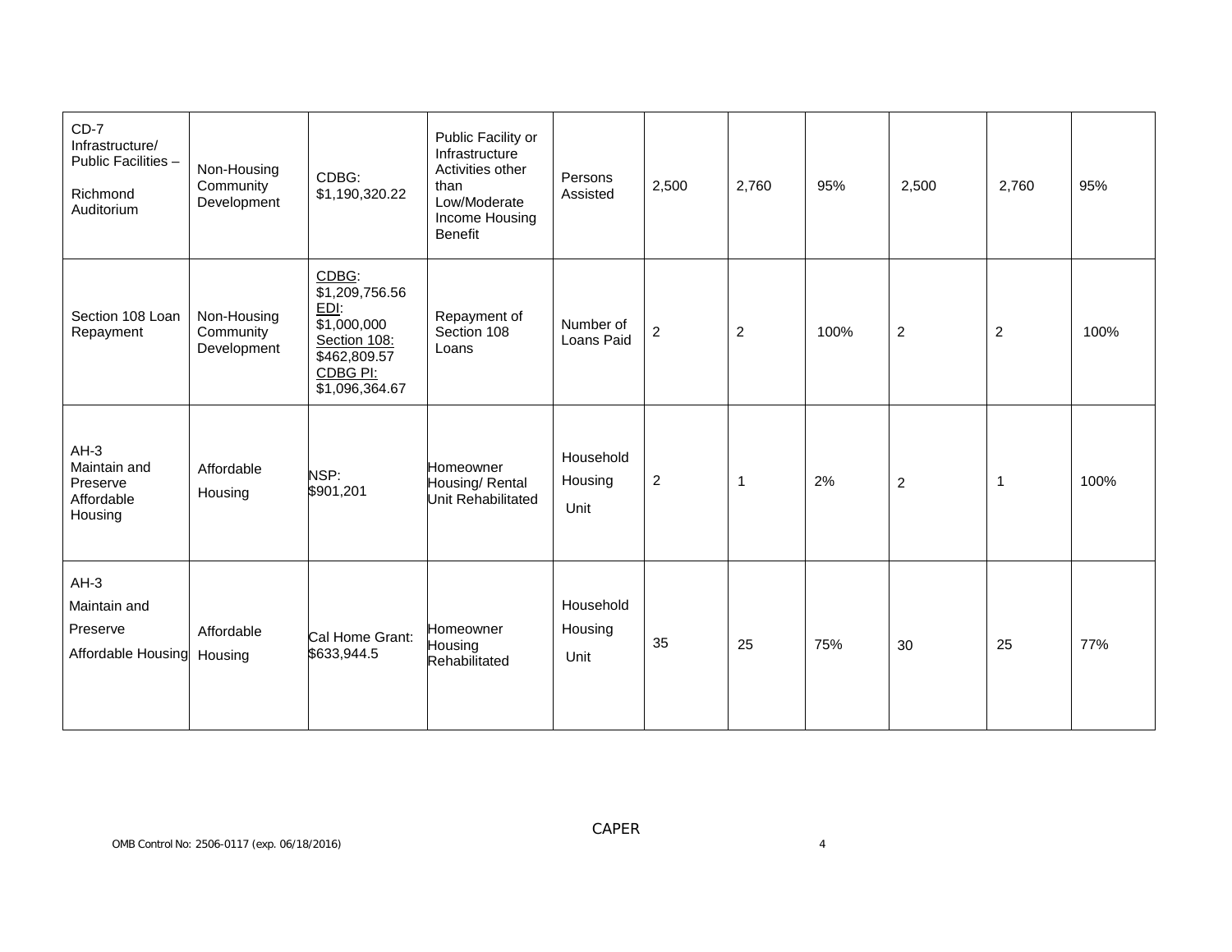| CD-7 Infrastructure/ Public Facilities – Richmond Auditorium | Non-Housing Community Development | CDBG: $1,190,320.22 | Public Facility or Infrastructure Activities other than Low/Moderate Income Housing Benefit | Persons Assisted | 2,500 | 2,760 | 95% | 2,500 | 2,760 | 95% |
|---|---|---|---|---|---|---|---|---|---|---|
| Section 108 Loan Repayment | Non-Housing Community Development | CDBG: $1,209,756.56 EDI: $1,000,000 Section 108: $462,809.57 CDBG PI: $1,096,364.67 | Repayment of Section 108 Loans | Number of Loans Paid | 2 | 2 | 100% | 2 | 2 | 100% |
| AH-3 Maintain and Preserve Affordable Housing | Affordable Housing | NSP: $901,201 | Homeowner Housing/ Rental Unit Rehabilitated | Household Housing Unit | 2 | 1 | 2% | 2 | 1 | 100% |
| AH-3 Maintain and Preserve Affordable Housing | Affordable Housing | Cal Home Grant: $633,944.5 | Homeowner Housing Rehabilitated | Household Housing Unit | 35 | 25 | 75% | 30 | 25 | 77% |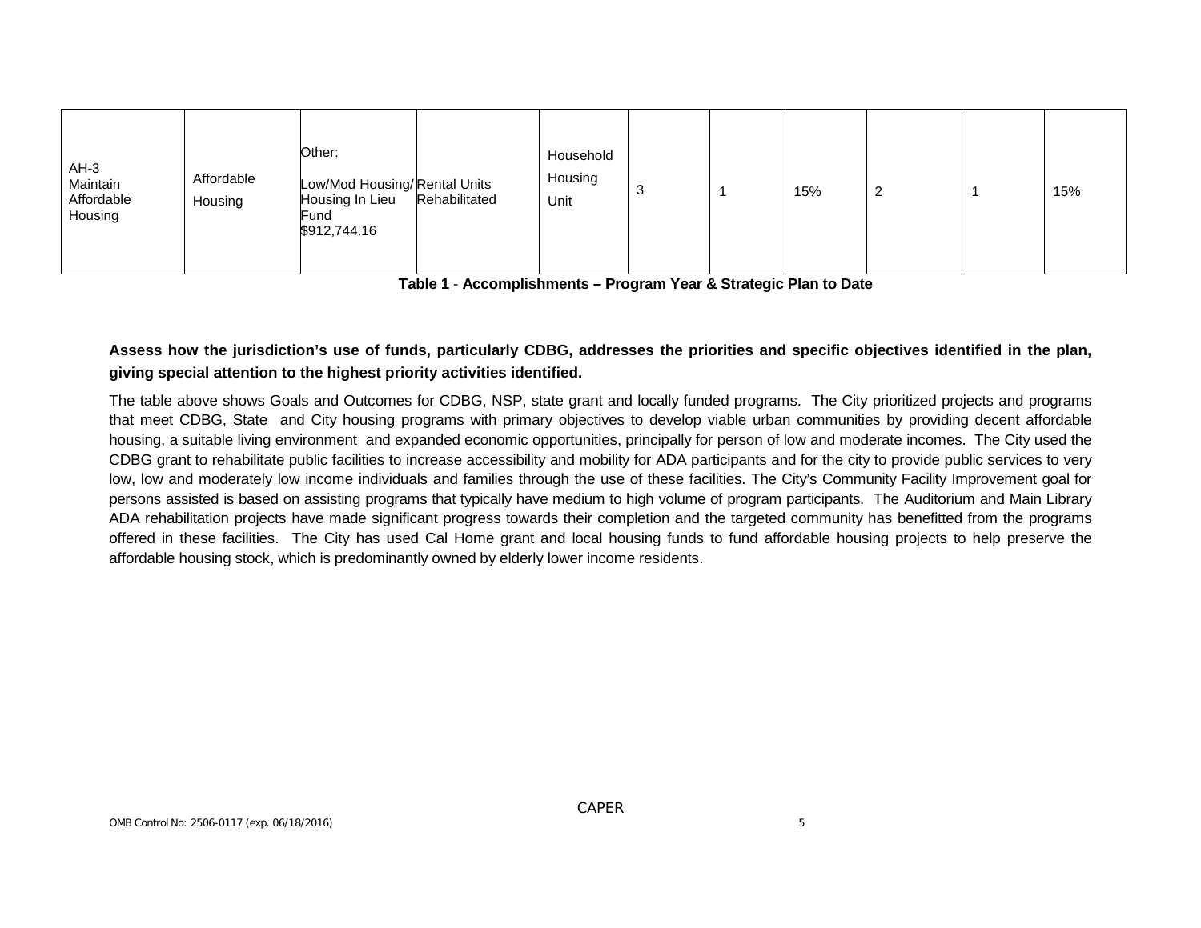| | | | | | | | | | | |
|---|---|---|---|---|---|---|---|---|---|---|
| AH-3 Maintain Affordable Housing | Affordable Housing | Other: Low/Mod Housing/ Housing In Lieu Fund $912,744.16 | Rental Units Rehabilitated | Household Housing Unit | 3 | 1 | 15% | 2 | 1 | 15% |

**Table 1** - **Accomplishments – Program Year & Strategic Plan to Date**

**Assess how the jurisdiction's use of funds, particularly CDBG, addresses the priorities and specific objectives identified in the plan, giving special attention to the highest priority activities identified.**

The table above shows Goals and Outcomes for CDBG, NSP, state grant and locally funded programs. The City prioritized projects and programs that meet CDBG, State and City housing programs with primary objectives to develop viable urban communities by providing decent affordable housing, a suitable living environment and expanded economic opportunities, principally for person of low and moderate incomes. The City used the CDBG grant to rehabilitate public facilities to increase accessibility and mobility for ADA participants and for the city to provide public services to very low, low and moderately low income individuals and families through the use of these facilities. The City's Community Facility Improvement goal for persons assisted is based on assisting programs that typically have medium to high volume of program participants. The Auditorium and Main Library ADA rehabilitation projects have made significant progress towards their completion and the targeted community has benefitted from the programs offered in these facilities. The City has used Cal Home grant and local housing funds to fund affordable housing projects to help preserve the affordable housing stock, which is predominantly owned by elderly lower income residents.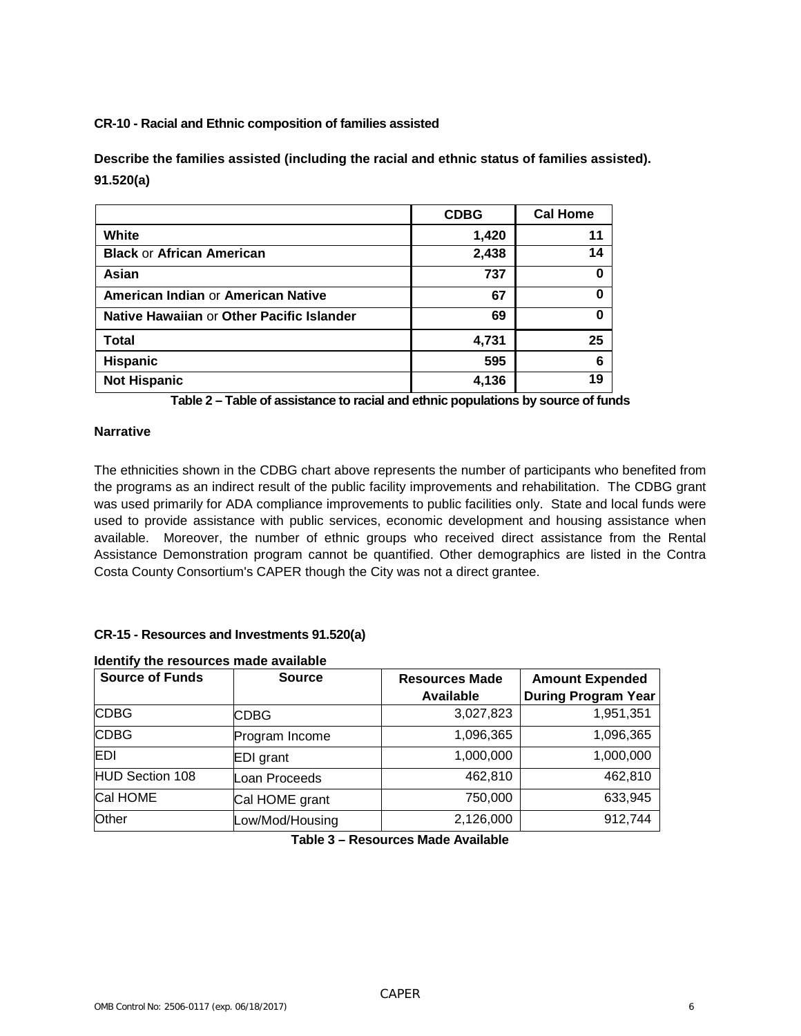**CR-10 - Racial and Ethnic composition of families assisted**

**Describe the families assisted (including the racial and ethnic status of families assisted). 91.520(a)**

| | CDBG | Cal Home |
|---|---|---|
| **White** | 1,420 | 11 |
| **Black** or **African American** | 2,438 | 14 |
| **Asian** | 737 | 0 |
| **American Indian** or **American Native** | 67 | 0 |
| **Native Hawaiian** or **Other Pacific Islander** | 69 | 0 |
| **Total** | 4,731 | 25 |
| **Hispanic** | 595 | 6 |
| **Not Hispanic** | 4,136 | 19 |

**Table 2 – Table of assistance to racial and ethnic populations by source of funds**

**Narrative**

The ethnicities shown in the CDBG chart above represents the number of participants who benefited from the programs as an indirect result of the public facility improvements and rehabilitation. The CDBG grant was used primarily for ADA compliance improvements to public facilities only. State and local funds were used to provide assistance with public services, economic development and housing assistance when available. Moreover, the number of ethnic groups who received direct assistance from the Rental Assistance Demonstration program cannot be quantified. Other demographics are listed in the Contra Costa County Consortium's CAPER though the City was not a direct grantee.

**CR-15 - Resources and Investments 91.520(a)**

**Identify the resources made available**

| Source of Funds | Source | Resources Made Available | Amount Expended During Program Year |
|---|---|---|---|
| CDBG | CDBG | 3,027,823 | 1,951,351 |
| CDBG | Program Income | 1,096,365 | 1,096,365 |
| EDI | EDI grant | 1,000,000 | 1,000,000 |
| HUD Section 108 | Loan Proceeds | 462,810 | 462,810 |
| Cal HOME | Cal HOME grant | 750,000 | 633,945 |
| Other | Low/Mod/Housing | 2,126,000 | 912,744 |

**Table 3 – Resources Made Available**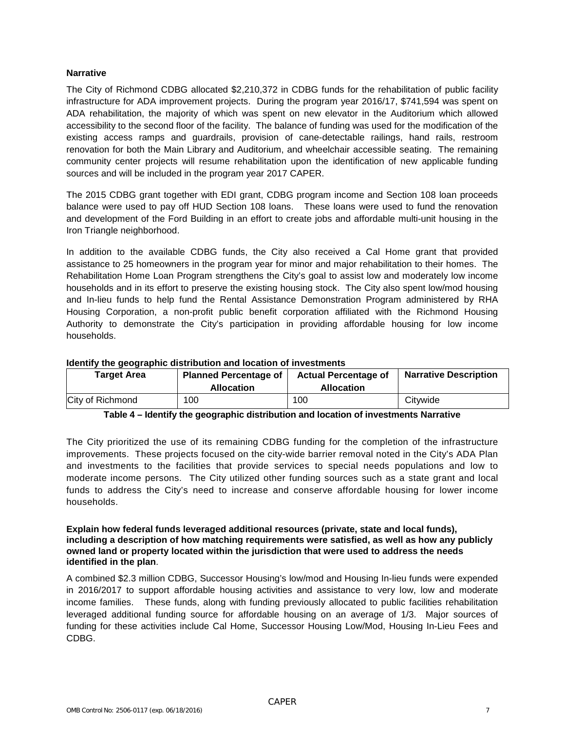**Narrative**

The City of Richmond CDBG allocated $2,210,372 in CDBG funds for the rehabilitation of public facility infrastructure for ADA improvement projects. During the program year 2016/17, $741,594 was spent on ADA rehabilitation, the majority of which was spent on new elevator in the Auditorium which allowed accessibility to the second floor of the facility. The balance of funding was used for the modification of the existing access ramps and guardrails, provision of cane-detectable railings, hand rails, restroom renovation for both the Main Library and Auditorium, and wheelchair accessible seating. The remaining community center projects will resume rehabilitation upon the identification of new applicable funding sources and will be included in the program year 2017 CAPER.

The 2015 CDBG grant together with EDI grant, CDBG program income and Section 108 loan proceeds balance were used to pay off HUD Section 108 loans. These loans were used to fund the renovation and development of the Ford Building in an effort to create jobs and affordable multi-unit housing in the Iron Triangle neighborhood.

In addition to the available CDBG funds, the City also received a Cal Home grant that provided assistance to 25 homeowners in the program year for minor and major rehabilitation to their homes. The Rehabilitation Home Loan Program strengthens the City's goal to assist low and moderately low income households and in its effort to preserve the existing housing stock. The City also spent low/mod housing and In-lieu funds to help fund the Rental Assistance Demonstration Program administered by RHA Housing Corporation, a non-profit public benefit corporation affiliated with the Richmond Housing Authority to demonstrate the City's participation in providing affordable housing for low income households.

**Identify the geographic distribution and location of investments**

| Target Area | Planned Percentage of Allocation | Actual Percentage of Allocation | Narrative Description |
|---|---|---|---|
| City of Richmond | 100 | 100 | Citywide |

**Table 4 – Identify the geographic distribution and location of investments Narrative**

The City prioritized the use of its remaining CDBG funding for the completion of the infrastructure improvements. These projects focused on the city-wide barrier removal noted in the City's ADA Plan and investments to the facilities that provide services to special needs populations and low to moderate income persons. The City utilized other funding sources such as a state grant and local funds to address the City's need to increase and conserve affordable housing for lower income households.

**Explain how federal funds leveraged additional resources (private, state and local funds), including a description of how matching requirements were satisfied, as well as how any publicly owned land or property located within the jurisdiction that were used to address the needs identified in the plan**.

A combined $2.3 million CDBG, Successor Housing's low/mod and Housing In-lieu funds were expended in 2016/2017 to support affordable housing activities and assistance to very low, low and moderate income families. These funds, along with funding previously allocated to public facilities rehabilitation leveraged additional funding source for affordable housing on an average of 1/3. Major sources of funding for these activities include Cal Home, Successor Housing Low/Mod, Housing In-Lieu Fees and CDBG.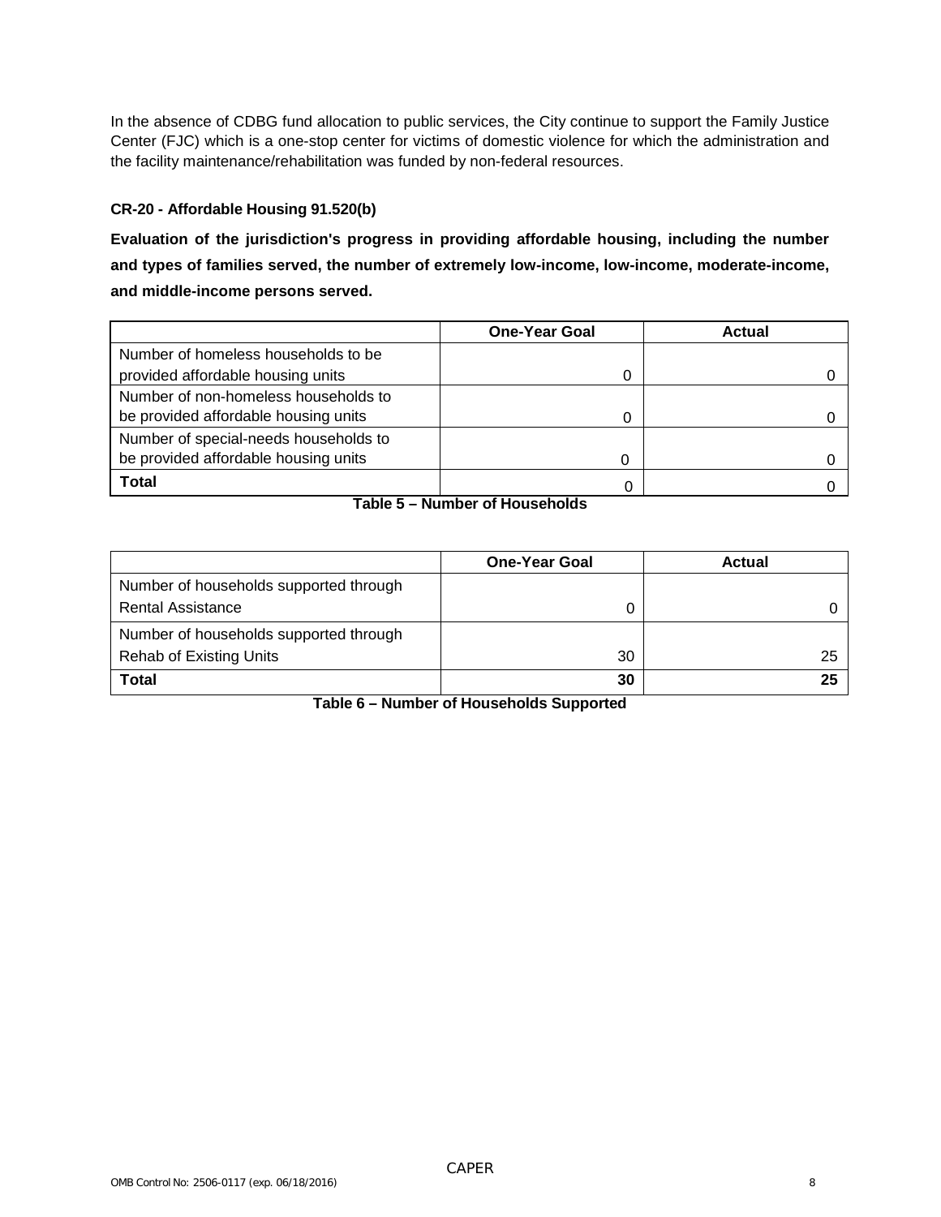In the absence of CDBG fund allocation to public services, the City continue to support the Family Justice Center (FJC) which is a one-stop center for victims of domestic violence for which the administration and the facility maintenance/rehabilitation was funded by non-federal resources.

## CR-20 - Affordable Housing 91.520(b)

**Evaluation of the jurisdiction's progress in providing affordable housing, including the number and types of families served, the number of extremely low-income, low-income, moderate-income, and middle-income persons served.**

| | One-Year Goal | Actual |
|---|---|---|
| Number of homeless households to be provided affordable housing units | 0 | 0 |
| Number of non-homeless households to be provided affordable housing units | 0 | 0 |
| Number of special-needs households to be provided affordable housing units | 0 | 0 |
| **Total** | 0 | 0 |

**Table 5 – Number of Households**

| | One-Year Goal | Actual |
|---|---|---|
| Number of households supported through Rental Assistance | 0 | 0 |
| Number of households supported through Rehab of Existing Units | 30 | 25 |
| **Total** | **30** | **25** |

**Table 6 – Number of Households Supported**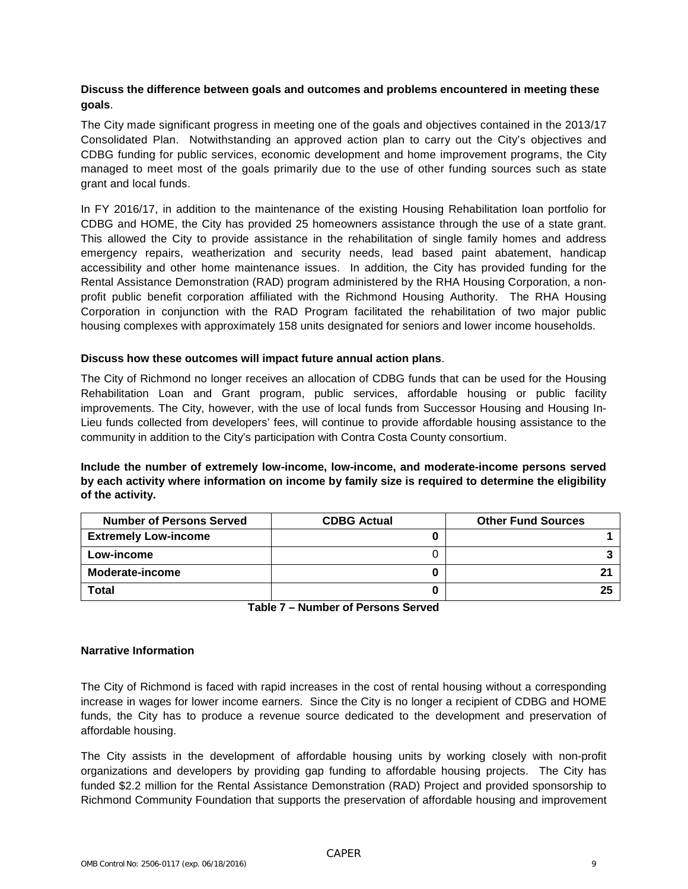**Discuss the difference between goals and outcomes and problems encountered in meeting these goals**.

The City made significant progress in meeting one of the goals and objectives contained in the 2013/17 Consolidated Plan. Notwithstanding an approved action plan to carry out the City's objectives and CDBG funding for public services, economic development and home improvement programs, the City managed to meet most of the goals primarily due to the use of other funding sources such as state grant and local funds.

In FY 2016/17, in addition to the maintenance of the existing Housing Rehabilitation loan portfolio for CDBG and HOME, the City has provided 25 homeowners assistance through the use of a state grant. This allowed the City to provide assistance in the rehabilitation of single family homes and address emergency repairs, weatherization and security needs, lead based paint abatement, handicap accessibility and other home maintenance issues. In addition, the City has provided funding for the Rental Assistance Demonstration (RAD) program administered by the RHA Housing Corporation, a non-profit public benefit corporation affiliated with the Richmond Housing Authority. The RHA Housing Corporation in conjunction with the RAD Program facilitated the rehabilitation of two major public housing complexes with approximately 158 units designated for seniors and lower income households.

**Discuss how these outcomes will impact future annual action plans**.

The City of Richmond no longer receives an allocation of CDBG funds that can be used for the Housing Rehabilitation Loan and Grant program, public services, affordable housing or public facility improvements. The City, however, with the use of local funds from Successor Housing and Housing In-Lieu funds collected from developers' fees, will continue to provide affordable housing assistance to the community in addition to the City's participation with Contra Costa County consortium.

**Include the number of extremely low-income, low-income, and moderate-income persons served by each activity where information on income by family size is required to determine the eligibility of the activity.**

| Number of Persons Served | CDBG Actual | Other Fund Sources |
|---|---|---|
| **Extremely Low-income** | **0** | **1** |
| **Low-income** | 0 | **3** |
| **Moderate-income** | **0** | **21** |
| **Total** | **0** | **25** |

**Table 7 – Number of Persons Served**

**Narrative Information**

The City of Richmond is faced with rapid increases in the cost of rental housing without a corresponding increase in wages for lower income earners. Since the City is no longer a recipient of CDBG and HOME funds, the City has to produce a revenue source dedicated to the development and preservation of affordable housing.

The City assists in the development of affordable housing units by working closely with non-profit organizations and developers by providing gap funding to affordable housing projects. The City has funded $2.2 million for the Rental Assistance Demonstration (RAD) Project and provided sponsorship to Richmond Community Foundation that supports the preservation of affordable housing and improvement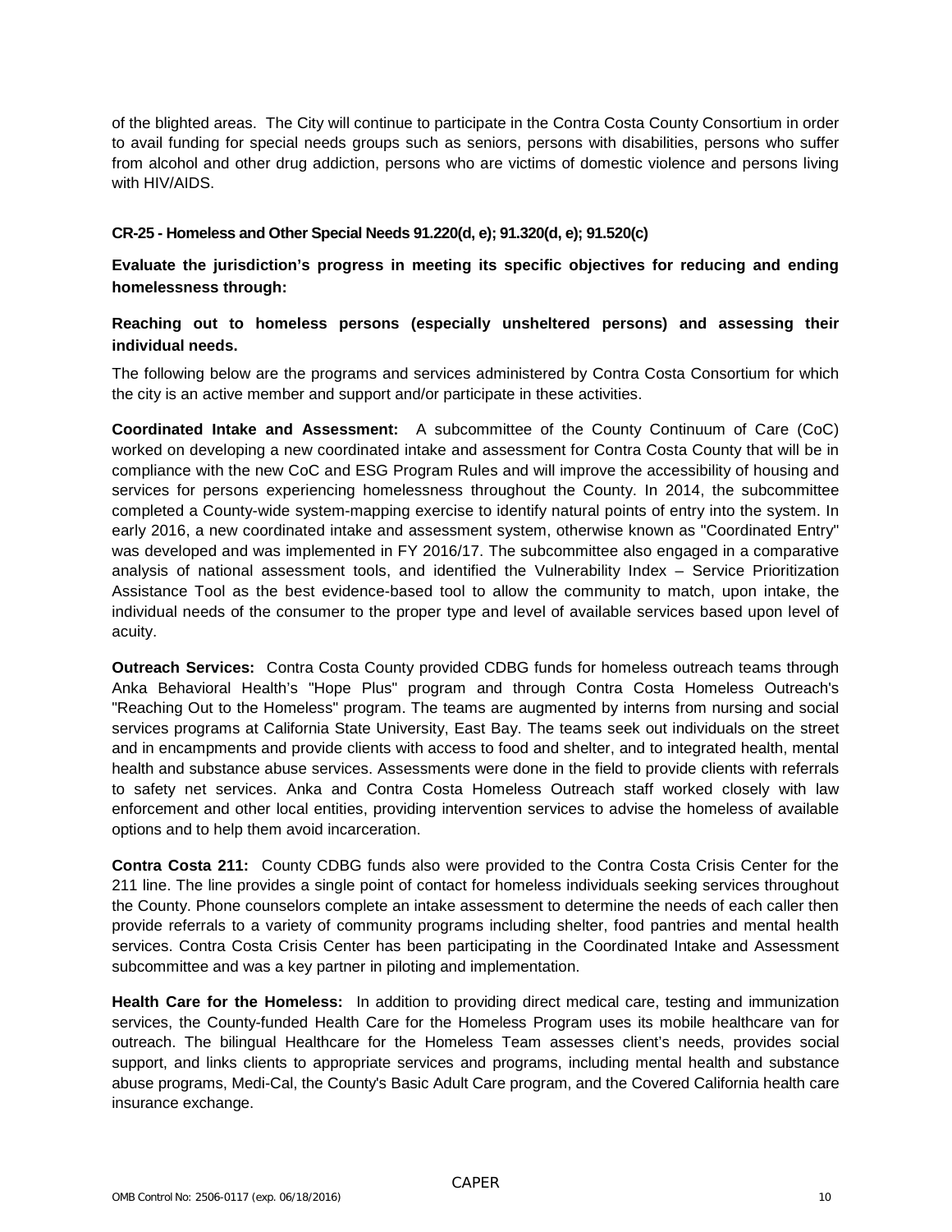of the blighted areas. The City will continue to participate in the Contra Costa County Consortium in order to avail funding for special needs groups such as seniors, persons with disabilities, persons who suffer from alcohol and other drug addiction, persons who are victims of domestic violence and persons living with HIV/AIDS.

### CR-25 - Homeless and Other Special Needs 91.220(d, e); 91.320(d, e); 91.520(c)

**Evaluate the jurisdiction's progress in meeting its specific objectives for reducing and ending homelessness through:**

**Reaching out to homeless persons (especially unsheltered persons) and assessing their individual needs.**

The following below are the programs and services administered by Contra Costa Consortium for which the city is an active member and support and/or participate in these activities.

**Coordinated Intake and Assessment:** A subcommittee of the County Continuum of Care (CoC) worked on developing a new coordinated intake and assessment for Contra Costa County that will be in compliance with the new CoC and ESG Program Rules and will improve the accessibility of housing and services for persons experiencing homelessness throughout the County. In 2014, the subcommittee completed a County-wide system-mapping exercise to identify natural points of entry into the system. In early 2016, a new coordinated intake and assessment system, otherwise known as "Coordinated Entry" was developed and was implemented in FY 2016/17. The subcommittee also engaged in a comparative analysis of national assessment tools, and identified the Vulnerability Index – Service Prioritization Assistance Tool as the best evidence-based tool to allow the community to match, upon intake, the individual needs of the consumer to the proper type and level of available services based upon level of acuity.

**Outreach Services:** Contra Costa County provided CDBG funds for homeless outreach teams through Anka Behavioral Health's "Hope Plus" program and through Contra Costa Homeless Outreach's "Reaching Out to the Homeless" program. The teams are augmented by interns from nursing and social services programs at California State University, East Bay. The teams seek out individuals on the street and in encampments and provide clients with access to food and shelter, and to integrated health, mental health and substance abuse services. Assessments were done in the field to provide clients with referrals to safety net services. Anka and Contra Costa Homeless Outreach staff worked closely with law enforcement and other local entities, providing intervention services to advise the homeless of available options and to help them avoid incarceration.

**Contra Costa 211:** County CDBG funds also were provided to the Contra Costa Crisis Center for the 211 line. The line provides a single point of contact for homeless individuals seeking services throughout the County. Phone counselors complete an intake assessment to determine the needs of each caller then provide referrals to a variety of community programs including shelter, food pantries and mental health services. Contra Costa Crisis Center has been participating in the Coordinated Intake and Assessment subcommittee and was a key partner in piloting and implementation.

**Health Care for the Homeless:** In addition to providing direct medical care, testing and immunization services, the County-funded Health Care for the Homeless Program uses its mobile healthcare van for outreach. The bilingual Healthcare for the Homeless Team assesses client's needs, provides social support, and links clients to appropriate services and programs, including mental health and substance abuse programs, Medi-Cal, the County's Basic Adult Care program, and the Covered California health care insurance exchange.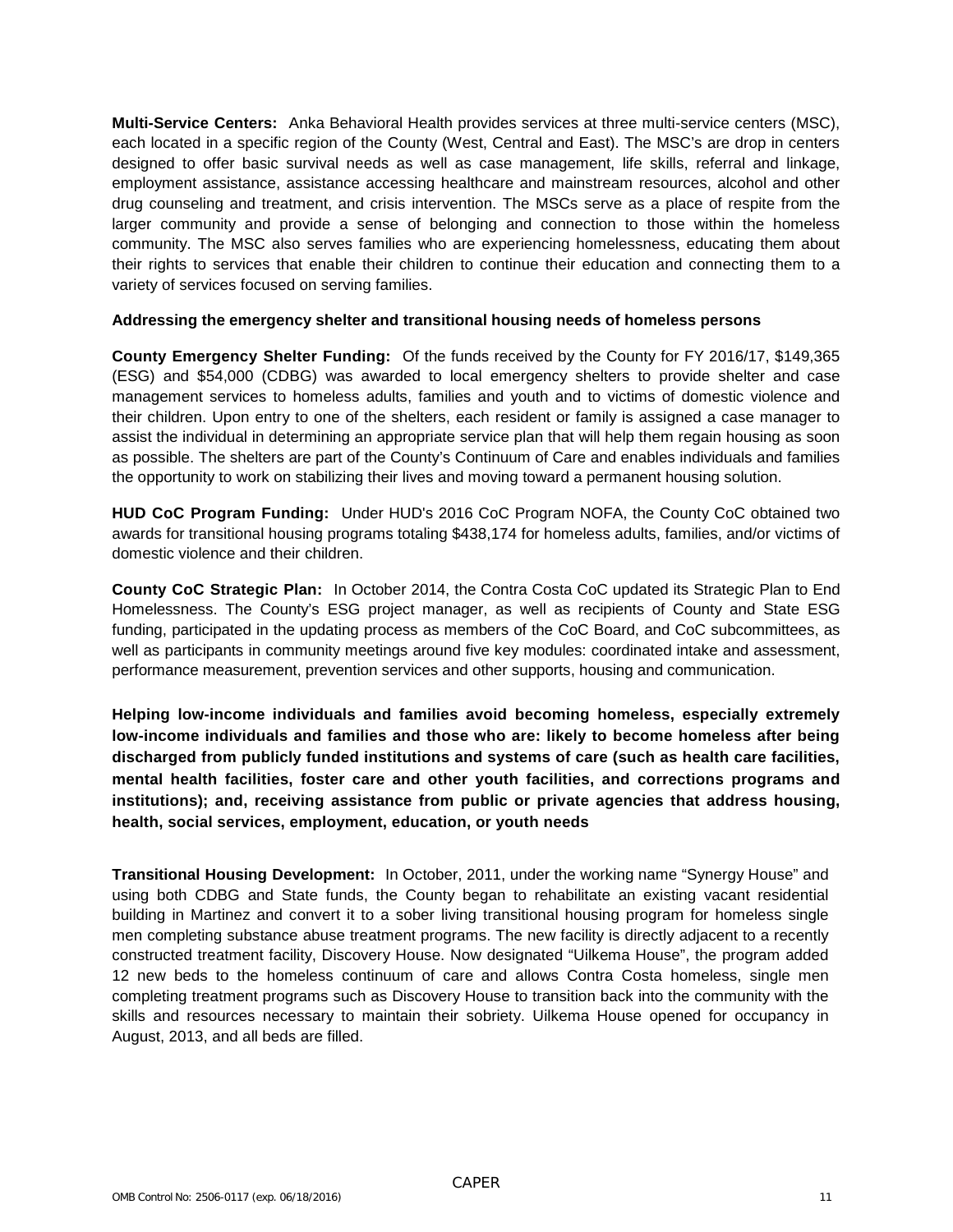**Multi-Service Centers:** Anka Behavioral Health provides services at three multi-service centers (MSC), each located in a specific region of the County (West, Central and East). The MSC's are drop in centers designed to offer basic survival needs as well as case management, life skills, referral and linkage, employment assistance, assistance accessing healthcare and mainstream resources, alcohol and other drug counseling and treatment, and crisis intervention. The MSCs serve as a place of respite from the larger community and provide a sense of belonging and connection to those within the homeless community. The MSC also serves families who are experiencing homelessness, educating them about their rights to services that enable their children to continue their education and connecting them to a variety of services focused on serving families.

**Addressing the emergency shelter and transitional housing needs of homeless persons**

**County Emergency Shelter Funding:** Of the funds received by the County for FY 2016/17, $149,365 (ESG) and $54,000 (CDBG) was awarded to local emergency shelters to provide shelter and case management services to homeless adults, families and youth and to victims of domestic violence and their children. Upon entry to one of the shelters, each resident or family is assigned a case manager to assist the individual in determining an appropriate service plan that will help them regain housing as soon as possible. The shelters are part of the County's Continuum of Care and enables individuals and families the opportunity to work on stabilizing their lives and moving toward a permanent housing solution.

**HUD CoC Program Funding:** Under HUD's 2016 CoC Program NOFA, the County CoC obtained two awards for transitional housing programs totaling $438,174 for homeless adults, families, and/or victims of domestic violence and their children.

**County CoC Strategic Plan:** In October 2014, the Contra Costa CoC updated its Strategic Plan to End Homelessness. The County's ESG project manager, as well as recipients of County and State ESG funding, participated in the updating process as members of the CoC Board, and CoC subcommittees, as well as participants in community meetings around five key modules: coordinated intake and assessment, performance measurement, prevention services and other supports, housing and communication.

**Helping low-income individuals and families avoid becoming homeless, especially extremely low-income individuals and families and those who are: likely to become homeless after being discharged from publicly funded institutions and systems of care (such as health care facilities, mental health facilities, foster care and other youth facilities, and corrections programs and institutions); and, receiving assistance from public or private agencies that address housing, health, social services, employment, education, or youth needs**

**Transitional Housing Development:** In October, 2011, under the working name "Synergy House" and using both CDBG and State funds, the County began to rehabilitate an existing vacant residential building in Martinez and convert it to a sober living transitional housing program for homeless single men completing substance abuse treatment programs. The new facility is directly adjacent to a recently constructed treatment facility, Discovery House. Now designated "Uilkema House", the program added 12 new beds to the homeless continuum of care and allows Contra Costa homeless, single men completing treatment programs such as Discovery House to transition back into the community with the skills and resources necessary to maintain their sobriety. Uilkema House opened for occupancy in August, 2013, and all beds are filled.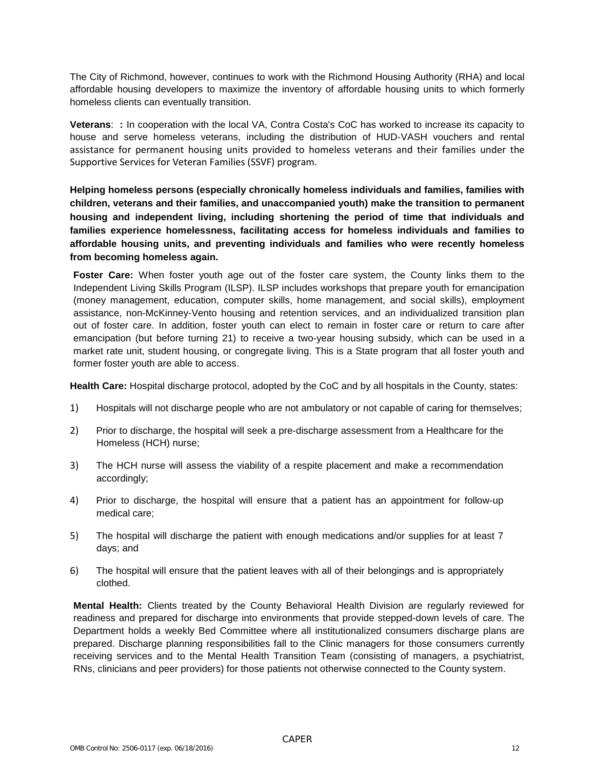The City of Richmond, however, continues to work with the Richmond Housing Authority (RHA) and local affordable housing developers to maximize the inventory of affordable housing units to which formerly homeless clients can eventually transition.

**Veterans**: **:** In cooperation with the local VA, Contra Costa's CoC has worked to increase its capacity to house and serve homeless veterans, including the distribution of HUD-VASH vouchers and rental assistance for permanent housing units provided to homeless veterans and their families under the Supportive Services for Veteran Families (SSVF) program.

**Helping homeless persons (especially chronically homeless individuals and families, families with children, veterans and their families, and unaccompanied youth) make the transition to permanent housing and independent living, including shortening the period of time that individuals and families experience homelessness, facilitating access for homeless individuals and families to affordable housing units, and preventing individuals and families who were recently homeless from becoming homeless again.**

**Foster Care:** When foster youth age out of the foster care system, the County links them to the Independent Living Skills Program (ILSP). ILSP includes workshops that prepare youth for emancipation (money management, education, computer skills, home management, and social skills), employment assistance, non-McKinney-Vento housing and retention services, and an individualized transition plan out of foster care. In addition, foster youth can elect to remain in foster care or return to care after emancipation (but before turning 21) to receive a two-year housing subsidy, which can be used in a market rate unit, student housing, or congregate living. This is a State program that all foster youth and former foster youth are able to access.

**Health Care:** Hospital discharge protocol, adopted by the CoC and by all hospitals in the County, states:

1) Hospitals will not discharge people who are not ambulatory or not capable of caring for themselves;
2) Prior to discharge, the hospital will seek a pre-discharge assessment from a Healthcare for the Homeless (HCH) nurse;
3) The HCH nurse will assess the viability of a respite placement and make a recommendation accordingly;
4) Prior to discharge, the hospital will ensure that a patient has an appointment for follow-up medical care;
5) The hospital will discharge the patient with enough medications and/or supplies for at least 7 days; and
6) The hospital will ensure that the patient leaves with all of their belongings and is appropriately clothed.

**Mental Health:** Clients treated by the County Behavioral Health Division are regularly reviewed for readiness and prepared for discharge into environments that provide stepped-down levels of care. The Department holds a weekly Bed Committee where all institutionalized consumers discharge plans are prepared. Discharge planning responsibilities fall to the Clinic managers for those consumers currently receiving services and to the Mental Health Transition Team (consisting of managers, a psychiatrist, RNs, clinicians and peer providers) for those patients not otherwise connected to the County system.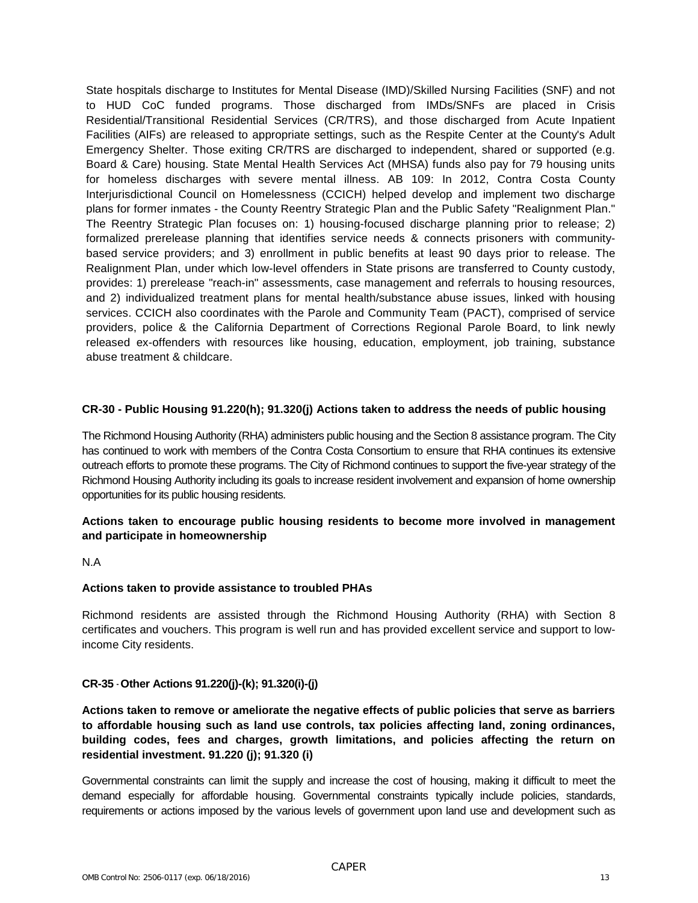State hospitals discharge to Institutes for Mental Disease (IMD)/Skilled Nursing Facilities (SNF) and not to HUD CoC funded programs. Those discharged from IMDs/SNFs are placed in Crisis Residential/Transitional Residential Services (CR/TRS), and those discharged from Acute Inpatient Facilities (AIFs) are released to appropriate settings, such as the Respite Center at the County's Adult Emergency Shelter. Those exiting CR/TRS are discharged to independent, shared or supported (e.g. Board & Care) housing. State Mental Health Services Act (MHSA) funds also pay for 79 housing units for homeless discharges with severe mental illness. AB 109: In 2012, Contra Costa County Interjurisdictional Council on Homelessness (CCICH) helped develop and implement two discharge plans for former inmates - the County Reentry Strategic Plan and the Public Safety "Realignment Plan." The Reentry Strategic Plan focuses on: 1) housing-focused discharge planning prior to release; 2) formalized prerelease planning that identifies service needs & connects prisoners with community-based service providers; and 3) enrollment in public benefits at least 90 days prior to release. The Realignment Plan, under which low-level offenders in State prisons are transferred to County custody, provides: 1) prerelease "reach-in" assessments, case management and referrals to housing resources, and 2) individualized treatment plans for mental health/substance abuse issues, linked with housing services. CCICH also coordinates with the Parole and Community Team (PACT), comprised of service providers, police & the California Department of Corrections Regional Parole Board, to link newly released ex-offenders with resources like housing, education, employment, job training, substance abuse treatment & childcare.

## CR-30 - Public Housing 91.220(h); 91.320(j) Actions taken to address the needs of public housing

The Richmond Housing Authority (RHA) administers public housing and the Section 8 assistance program. The City has continued to work with members of the Contra Costa Consortium to ensure that RHA continues its extensive outreach efforts to promote these programs. The City of Richmond continues to support the five-year strategy of the Richmond Housing Authority including its goals to increase resident involvement and expansion of home ownership opportunities for its public housing residents.

### Actions taken to encourage public housing residents to become more involved in management and participate in homeownership

N.A

### Actions taken to provide assistance to troubled PHAs

Richmond residents are assisted through the Richmond Housing Authority (RHA) with Section 8 certificates and vouchers. This program is well run and has provided excellent service and support to low-income City residents.

## CR-35 - Other Actions 91.220(j)-(k); 91.320(i)-(j)

### Actions taken to remove or ameliorate the negative effects of public policies that serve as barriers to affordable housing such as land use controls, tax policies affecting land, zoning ordinances, building codes, fees and charges, growth limitations, and policies affecting the return on residential investment. 91.220 (j); 91.320 (i)

Governmental constraints can limit the supply and increase the cost of housing, making it difficult to meet the demand especially for affordable housing. Governmental constraints typically include policies, standards, requirements or actions imposed by the various levels of government upon land use and development such as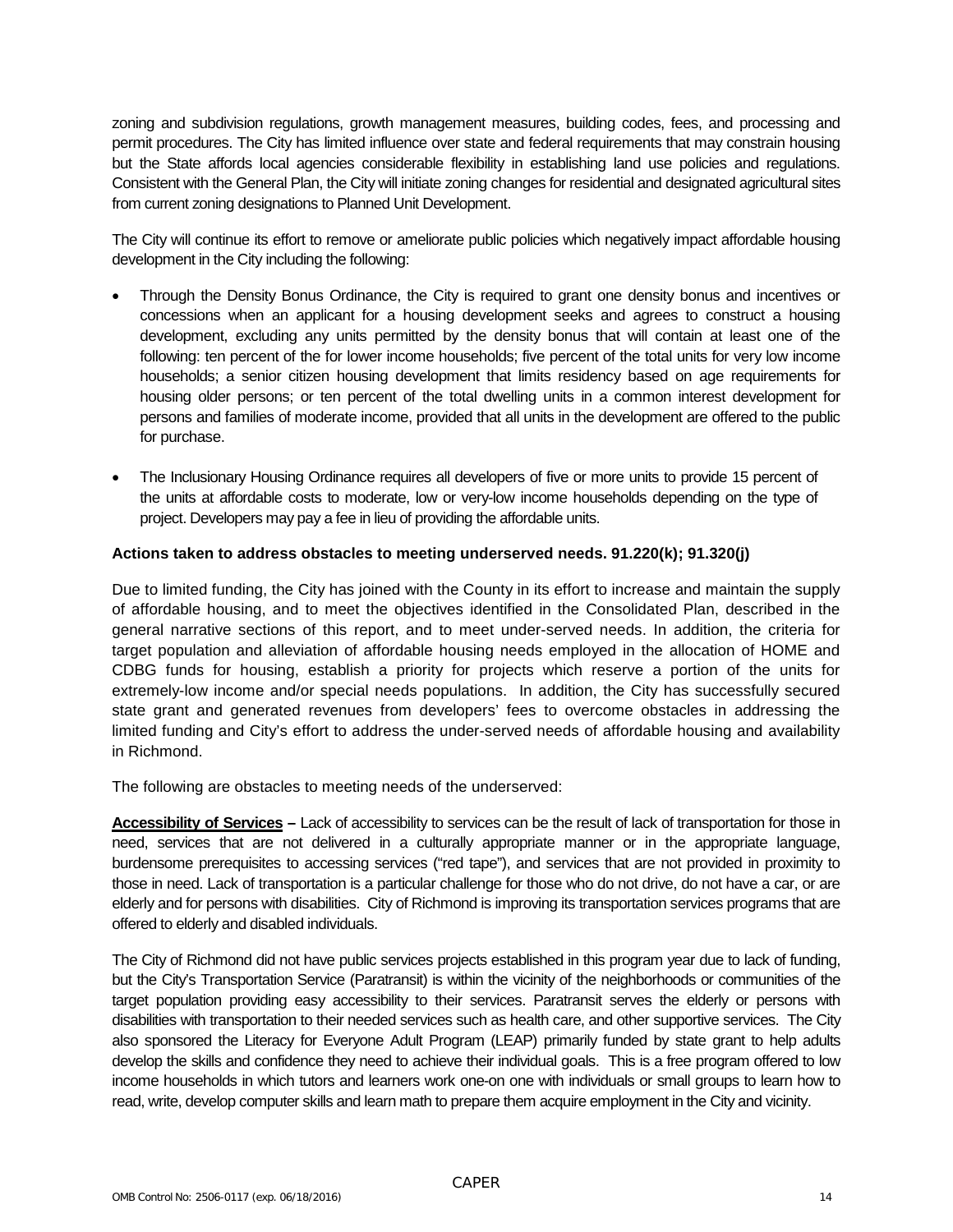zoning and subdivision regulations, growth management measures, building codes, fees, and processing and permit procedures. The City has limited influence over state and federal requirements that may constrain housing but the State affords local agencies considerable flexibility in establishing land use policies and regulations. Consistent with the General Plan, the City will initiate zoning changes for residential and designated agricultural sites from current zoning designations to Planned Unit Development.

The City will continue its effort to remove or ameliorate public policies which negatively impact affordable housing development in the City including the following:

- Through the Density Bonus Ordinance, the City is required to grant one density bonus and incentives or concessions when an applicant for a housing development seeks and agrees to construct a housing development, excluding any units permitted by the density bonus that will contain at least one of the following: ten percent of the for lower income households; five percent of the total units for very low income households; a senior citizen housing development that limits residency based on age requirements for housing older persons; or ten percent of the total dwelling units in a common interest development for persons and families of moderate income, provided that all units in the development are offered to the public for purchase.

- The Inclusionary Housing Ordinance requires all developers of five or more units to provide 15 percent of the units at affordable costs to moderate, low or very-low income households depending on the type of project. Developers may pay a fee in lieu of providing the affordable units.

**Actions taken to address obstacles to meeting underserved needs. 91.220(k); 91.320(j)**

Due to limited funding, the City has joined with the County in its effort to increase and maintain the supply of affordable housing, and to meet the objectives identified in the Consolidated Plan, described in the general narrative sections of this report, and to meet under-served needs. In addition, the criteria for target population and alleviation of affordable housing needs employed in the allocation of HOME and CDBG funds for housing, establish a priority for projects which reserve a portion of the units for extremely-low income and/or special needs populations. In addition, the City has successfully secured state grant and generated revenues from developers' fees to overcome obstacles in addressing the limited funding and City's effort to address the under-served needs of affordable housing and availability in Richmond.

The following are obstacles to meeting needs of the underserved:

**Accessibility of Services –** Lack of accessibility to services can be the result of lack of transportation for those in need, services that are not delivered in a culturally appropriate manner or in the appropriate language, burdensome prerequisites to accessing services ("red tape"), and services that are not provided in proximity to those in need. Lack of transportation is a particular challenge for those who do not drive, do not have a car, or are elderly and for persons with disabilities. City of Richmond is improving its transportation services programs that are offered to elderly and disabled individuals.

The City of Richmond did not have public services projects established in this program year due to lack of funding, but the City's Transportation Service (Paratransit) is within the vicinity of the neighborhoods or communities of the target population providing easy accessibility to their services. Paratransit serves the elderly or persons with disabilities with transportation to their needed services such as health care, and other supportive services. The City also sponsored the Literacy for Everyone Adult Program (LEAP) primarily funded by state grant to help adults develop the skills and confidence they need to achieve their individual goals. This is a free program offered to low income households in which tutors and learners work one-on one with individuals or small groups to learn how to read, write, develop computer skills and learn math to prepare them acquire employment in the City and vicinity.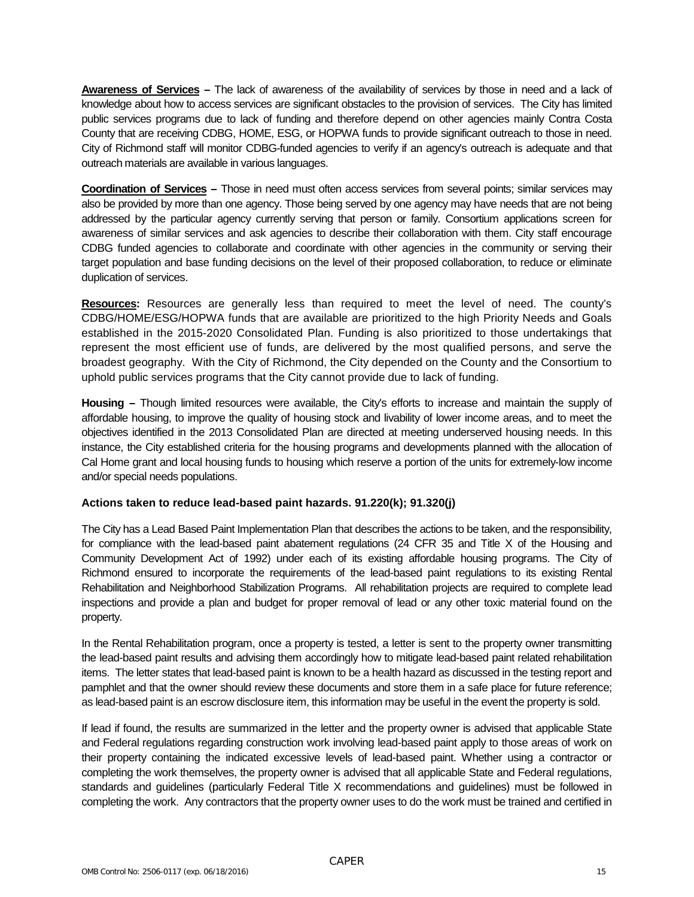**Awareness of Services –** The lack of awareness of the availability of services by those in need and a lack of knowledge about how to access services are significant obstacles to the provision of services. The City has limited public services programs due to lack of funding and therefore depend on other agencies mainly Contra Costa County that are receiving CDBG, HOME, ESG, or HOPWA funds to provide significant outreach to those in need. City of Richmond staff will monitor CDBG-funded agencies to verify if an agency's outreach is adequate and that outreach materials are available in various languages.

**Coordination of Services –** Those in need must often access services from several points; similar services may also be provided by more than one agency. Those being served by one agency may have needs that are not being addressed by the particular agency currently serving that person or family. Consortium applications screen for awareness of similar services and ask agencies to describe their collaboration with them. City staff encourage CDBG funded agencies to collaborate and coordinate with other agencies in the community or serving their target population and base funding decisions on the level of their proposed collaboration, to reduce or eliminate duplication of services.

**Resources:** Resources are generally less than required to meet the level of need. The county's CDBG/HOME/ESG/HOPWA funds that are available are prioritized to the high Priority Needs and Goals established in the 2015-2020 Consolidated Plan. Funding is also prioritized to those undertakings that represent the most efficient use of funds, are delivered by the most qualified persons, and serve the broadest geography. With the City of Richmond, the City depended on the County and the Consortium to uphold public services programs that the City cannot provide due to lack of funding.

**Housing –** Though limited resources were available, the City's efforts to increase and maintain the supply of affordable housing, to improve the quality of housing stock and livability of lower income areas, and to meet the objectives identified in the 2013 Consolidated Plan are directed at meeting underserved housing needs. In this instance, the City established criteria for the housing programs and developments planned with the allocation of Cal Home grant and local housing funds to housing which reserve a portion of the units for extremely-low income and/or special needs populations.

### Actions taken to reduce lead-based paint hazards. 91.220(k); 91.320(j)

The City has a Lead Based Paint Implementation Plan that describes the actions to be taken, and the responsibility, for compliance with the lead-based paint abatement regulations (24 CFR 35 and Title X of the Housing and Community Development Act of 1992) under each of its existing affordable housing programs. The City of Richmond ensured to incorporate the requirements of the lead-based paint regulations to its existing Rental Rehabilitation and Neighborhood Stabilization Programs. All rehabilitation projects are required to complete lead inspections and provide a plan and budget for proper removal of lead or any other toxic material found on the property.

In the Rental Rehabilitation program, once a property is tested, a letter is sent to the property owner transmitting the lead-based paint results and advising them accordingly how to mitigate lead-based paint related rehabilitation items. The letter states that lead-based paint is known to be a health hazard as discussed in the testing report and pamphlet and that the owner should review these documents and store them in a safe place for future reference; as lead-based paint is an escrow disclosure item, this information may be useful in the event the property is sold.

If lead if found, the results are summarized in the letter and the property owner is advised that applicable State and Federal regulations regarding construction work involving lead-based paint apply to those areas of work on their property containing the indicated excessive levels of lead-based paint. Whether using a contractor or completing the work themselves, the property owner is advised that all applicable State and Federal regulations, standards and guidelines (particularly Federal Title X recommendations and guidelines) must be followed in completing the work. Any contractors that the property owner uses to do the work must be trained and certified in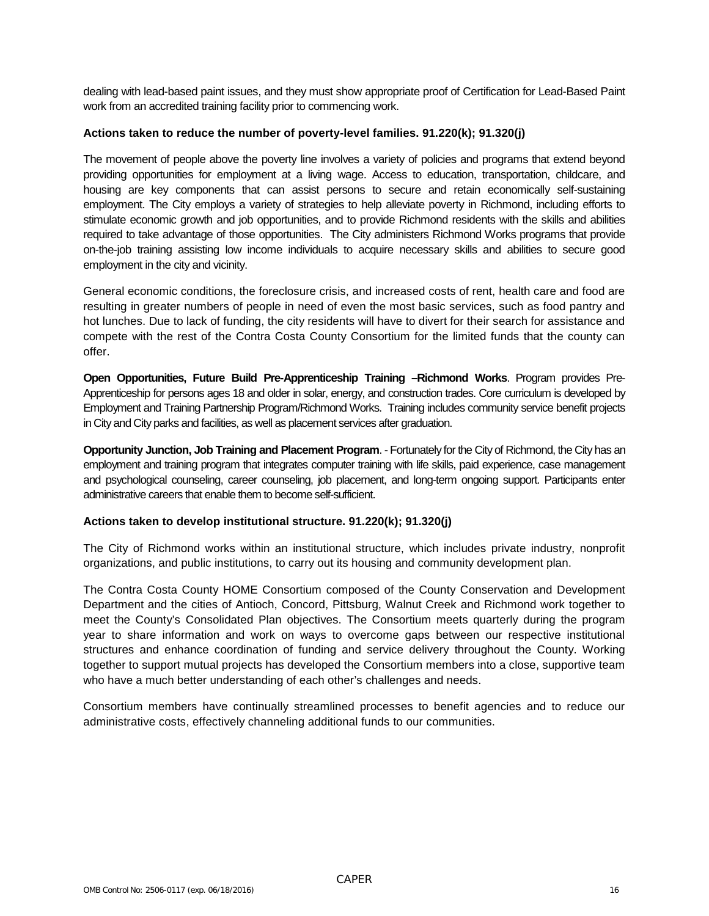dealing with lead-based paint issues, and they must show appropriate proof of Certification for Lead-Based Paint work from an accredited training facility prior to commencing work.

### Actions taken to reduce the number of poverty-level families. 91.220(k); 91.320(j)

The movement of people above the poverty line involves a variety of policies and programs that extend beyond providing opportunities for employment at a living wage. Access to education, transportation, childcare, and housing are key components that can assist persons to secure and retain economically self-sustaining employment. The City employs a variety of strategies to help alleviate poverty in Richmond, including efforts to stimulate economic growth and job opportunities, and to provide Richmond residents with the skills and abilities required to take advantage of those opportunities. The City administers Richmond Works programs that provide on-the-job training assisting low income individuals to acquire necessary skills and abilities to secure good employment in the city and vicinity.

General economic conditions, the foreclosure crisis, and increased costs of rent, health care and food are resulting in greater numbers of people in need of even the most basic services, such as food pantry and hot lunches. Due to lack of funding, the city residents will have to divert for their search for assistance and compete with the rest of the Contra Costa County Consortium for the limited funds that the county can offer.

**Open Opportunities, Future Build Pre-Apprenticeship Training –Richmond Works**. Program provides Pre-Apprenticeship for persons ages 18 and older in solar, energy, and construction trades. Core curriculum is developed by Employment and Training Partnership Program/Richmond Works. Training includes community service benefit projects in City and City parks and facilities, as well as placement services after graduation.

**Opportunity Junction, Job Training and Placement Program**. - Fortunately for the City of Richmond, the City has an employment and training program that integrates computer training with life skills, paid experience, case management and psychological counseling, career counseling, job placement, and long-term ongoing support. Participants enter administrative careers that enable them to become self-sufficient.

### Actions taken to develop institutional structure. 91.220(k); 91.320(j)

The City of Richmond works within an institutional structure, which includes private industry, nonprofit organizations, and public institutions, to carry out its housing and community development plan.

The Contra Costa County HOME Consortium composed of the County Conservation and Development Department and the cities of Antioch, Concord, Pittsburg, Walnut Creek and Richmond work together to meet the County's Consolidated Plan objectives. The Consortium meets quarterly during the program year to share information and work on ways to overcome gaps between our respective institutional structures and enhance coordination of funding and service delivery throughout the County. Working together to support mutual projects has developed the Consortium members into a close, supportive team who have a much better understanding of each other's challenges and needs.

Consortium members have continually streamlined processes to benefit agencies and to reduce our administrative costs, effectively channeling additional funds to our communities.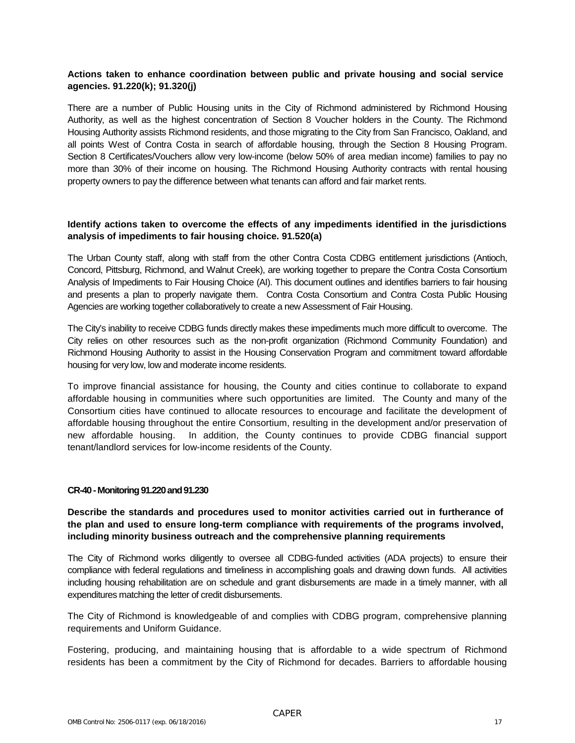**Actions taken to enhance coordination between public and private housing and social service agencies. 91.220(k); 91.320(j)**

There are a number of Public Housing units in the City of Richmond administered by Richmond Housing Authority, as well as the highest concentration of Section 8 Voucher holders in the County. The Richmond Housing Authority assists Richmond residents, and those migrating to the City from San Francisco, Oakland, and all points West of Contra Costa in search of affordable housing, through the Section 8 Housing Program. Section 8 Certificates/Vouchers allow very low-income (below 50% of area median income) families to pay no more than 30% of their income on housing. The Richmond Housing Authority contracts with rental housing property owners to pay the difference between what tenants can afford and fair market rents.

**Identify actions taken to overcome the effects of any impediments identified in the jurisdictions analysis of impediments to fair housing choice. 91.520(a)**

The Urban County staff, along with staff from the other Contra Costa CDBG entitlement jurisdictions (Antioch, Concord, Pittsburg, Richmond, and Walnut Creek), are working together to prepare the Contra Costa Consortium Analysis of Impediments to Fair Housing Choice (AI). This document outlines and identifies barriers to fair housing and presents a plan to properly navigate them. Contra Costa Consortium and Contra Costa Public Housing Agencies are working together collaboratively to create a new Assessment of Fair Housing.

The City's inability to receive CDBG funds directly makes these impediments much more difficult to overcome. The City relies on other resources such as the non-profit organization (Richmond Community Foundation) and Richmond Housing Authority to assist in the Housing Conservation Program and commitment toward affordable housing for very low, low and moderate income residents.

To improve financial assistance for housing, the County and cities continue to collaborate to expand affordable housing in communities where such opportunities are limited. The County and many of the Consortium cities have continued to allocate resources to encourage and facilitate the development of affordable housing throughout the entire Consortium, resulting in the development and/or preservation of new affordable housing. In addition, the County continues to provide CDBG financial support tenant/landlord services for low-income residents of the County.

## CR-40 - Monitoring 91.220 and 91.230

**Describe the standards and procedures used to monitor activities carried out in furtherance of the plan and used to ensure long-term compliance with requirements of the programs involved, including minority business outreach and the comprehensive planning requirements**

The City of Richmond works diligently to oversee all CDBG-funded activities (ADA projects) to ensure their compliance with federal regulations and timeliness in accomplishing goals and drawing down funds. All activities including housing rehabilitation are on schedule and grant disbursements are made in a timely manner, with all expenditures matching the letter of credit disbursements.

The City of Richmond is knowledgeable of and complies with CDBG program, comprehensive planning requirements and Uniform Guidance.

Fostering, producing, and maintaining housing that is affordable to a wide spectrum of Richmond residents has been a commitment by the City of Richmond for decades. Barriers to affordable housing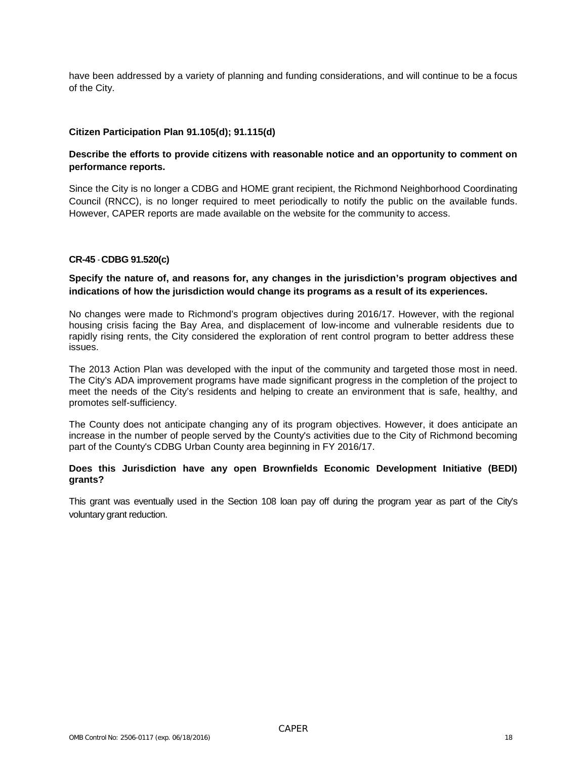have been addressed by a variety of planning and funding considerations, and will continue to be a focus of the City.

**Citizen Participation Plan 91.105(d); 91.115(d)**

**Describe the efforts to provide citizens with reasonable notice and an opportunity to comment on performance reports.**

Since the City is no longer a CDBG and HOME grant recipient, the Richmond Neighborhood Coordinating Council (RNCC), is no longer required to meet periodically to notify the public on the available funds. However, CAPER reports are made available on the website for the community to access.

**CR-45 - CDBG 91.520(c)**

**Specify the nature of, and reasons for, any changes in the jurisdiction's program objectives and indications of how the jurisdiction would change its programs as a result of its experiences.**

No changes were made to Richmond's program objectives during 2016/17. However, with the regional housing crisis facing the Bay Area, and displacement of low-income and vulnerable residents due to rapidly rising rents, the City considered the exploration of rent control program to better address these issues.

The 2013 Action Plan was developed with the input of the community and targeted those most in need. The City's ADA improvement programs have made significant progress in the completion of the project to meet the needs of the City's residents and helping to create an environment that is safe, healthy, and promotes self-sufficiency.

The County does not anticipate changing any of its program objectives. However, it does anticipate an increase in the number of people served by the County's activities due to the City of Richmond becoming part of the County's CDBG Urban County area beginning in FY 2016/17.

**Does this Jurisdiction have any open Brownfields Economic Development Initiative (BEDI) grants?**

This grant was eventually used in the Section 108 loan pay off during the program year as part of the City's voluntary grant reduction.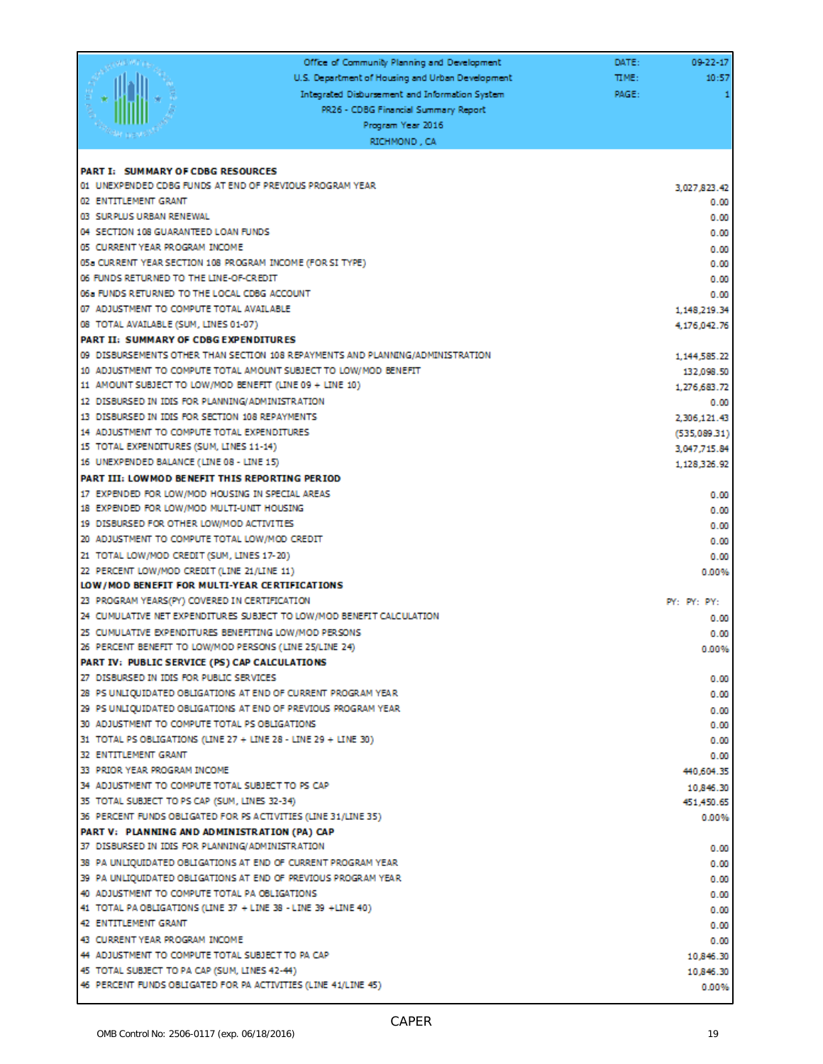| Office of Community Planning and Development | DATE: | 09-22-17 |
|---|---|---|
| U.S. Department of Housing and Urban Development | TIME: | 10:57 |
| Integrated Disbursement and Information System | PAGE: | 1 |
| PR26 - CDBG Financial Summary Report | | |
| Program Year 2016 | | |
| RICHMOND , CA | | |

| | |
|---|---|
| **PART I: SUMMARY OF CDBG RESOURCES** | |
| 01 UNEXPENDED CDBG FUNDS AT END OF PREVIOUS PROGRAM YEAR | 3,027,823.42 |
| 02 ENTITLEMENT GRANT | 0.00 |
| 03 SURPLUS URBAN RENEWAL | 0.00 |
| 04 SECTION 108 GUARANTEED LOAN FUNDS | 0.00 |
| 05 CURRENT YEAR PROGRAM INCOME | 0.00 |
| 05a CURRENT YEAR SECTION 108 PROGRAM INCOME (FOR SI TYPE) | 0.00 |
| 06 FUNDS RETURNED TO THE LINE-OF-CREDIT | 0.00 |
| 06a FUNDS RETURNED TO THE LOCAL CDBG ACCOUNT | 0.00 |
| 07 ADJUSTMENT TO COMPUTE TOTAL AVAILABLE | 1,148,219.34 |
| 08 TOTAL AVAILABLE (SUM, LINES 01-07) | 4,176,042.76 |
| **PART II: SUMMARY OF CDBG EXPENDITURES** | |
| 09 DISBURSEMENTS OTHER THAN SECTION 108 REPAYMENTS AND PLANNING/ADMINISTRATION | 1,144,585.22 |
| 10 ADJUSTMENT TO COMPUTE TOTAL AMOUNT SUBJECT TO LOW/MOD BENEFIT | 132,098.50 |
| 11 AMOUNT SUBJECT TO LOW/MOD BENEFIT (LINE 09 + LINE 10) | 1,276,683.72 |
| 12 DISBURSED IN IDIS FOR PLANNING/ADMINISTRATION | 0.00 |
| 13 DISBURSED IN IDIS FOR SECTION 108 REPAYMENTS | 2,306,121.43 |
| 14 ADJUSTMENT TO COMPUTE TOTAL EXPENDITURES | (535,089.31) |
| 15 TOTAL EXPENDITURES (SUM, LINES 11-14) | 3,047,715.84 |
| 16 UNEXPENDED BALANCE (LINE 08 - LINE 15) | 1,128,326.92 |
| **PART III: LOWMOD BENEFIT THIS REPORTING PERIOD** | |
| 17 EXPENDED FOR LOW/MOD HOUSING IN SPECIAL AREAS | 0.00 |
| 18 EXPENDED FOR LOW/MOD MULTI-UNIT HOUSING | 0.00 |
| 19 DISBURSED FOR OTHER LOW/MOD ACTIVITIES | 0.00 |
| 20 ADJUSTMENT TO COMPUTE TOTAL LOW/MOD CREDIT | 0.00 |
| 21 TOTAL LOW/MOD CREDIT (SUM, LINES 17-20) | 0.00 |
| 22 PERCENT LOW/MOD CREDIT (LINE 21/LINE 11) | 0.00% |
| **LOW/MOD BENEFIT FOR MULTI-YEAR CERTIFICATIONS** | |
| 23 PROGRAM YEARS(PY) COVERED IN CERTIFICATION | PY: PY: PY: |
| 24 CUMULATIVE NET EXPENDITURES SUBJECT TO LOW/MOD BENEFIT CALCULATION | 0.00 |
| 25 CUMULATIVE EXPENDITURES BENEFITING LOW/MOD PERSONS | 0.00 |
| 26 PERCENT BENEFIT TO LOW/MOD PERSONS (LINE 25/LINE 24) | 0.00% |
| **PART IV: PUBLIC SERVICE (PS) CAP CALCULATIONS** | |
| 27 DISBURSED IN IDIS FOR PUBLIC SERVICES | 0.00 |
| 28 PS UNLIQUIDATED OBLIGATIONS AT END OF CURRENT PROGRAM YEAR | 0.00 |
| 29 PS UNLIQUIDATED OBLIGATIONS AT END OF PREVIOUS PROGRAM YEAR | 0.00 |
| 30 ADJUSTMENT TO COMPUTE TOTAL PS OBLIGATIONS | 0.00 |
| 31 TOTAL PS OBLIGATIONS (LINE 27 + LINE 28 - LINE 29 + LINE 30) | 0.00 |
| 32 ENTITLEMENT GRANT | 0.00 |
| 33 PRIOR YEAR PROGRAM INCOME | 440,604.35 |
| 34 ADJUSTMENT TO COMPUTE TOTAL SUBJECT TO PS CAP | 10,846.30 |
| 35 TOTAL SUBJECT TO PS CAP (SUM, LINES 32-34) | 451,450.65 |
| 36 PERCENT FUNDS OBLIGATED FOR PS ACTIVITIES (LINE 31/LINE 35) | 0.00% |
| **PART V: PLANNING AND ADMINISTRATION (PA) CAP** | |
| 37 DISBURSED IN IDIS FOR PLANNING/ADMINISTRATION | 0.00 |
| 38 PA UNLIQUIDATED OBLIGATIONS AT END OF CURRENT PROGRAM YEAR | 0.00 |
| 39 PA UNLIQUIDATED OBLIGATIONS AT END OF PREVIOUS PROGRAM YEAR | 0.00 |
| 40 ADJUSTMENT TO COMPUTE TOTAL PA OBLIGATIONS | 0.00 |
| 41 TOTAL PA OBLIGATIONS (LINE 37 + LINE 38 - LINE 39 +LINE 40) | 0.00 |
| 42 ENTITLEMENT GRANT | 0.00 |
| 43 CURRENT YEAR PROGRAM INCOME | 0.00 |
| 44 ADJUSTMENT TO COMPUTE TOTAL SUBJECT TO PA CAP | 10,846.30 |
| 45 TOTAL SUBJECT TO PA CAP (SUM, LINES 42-44) | 10,846.30 |
| 46 PERCENT FUNDS OBLIGATED FOR PA ACTIVITIES (LINE 41/LINE 45) | 0.00% |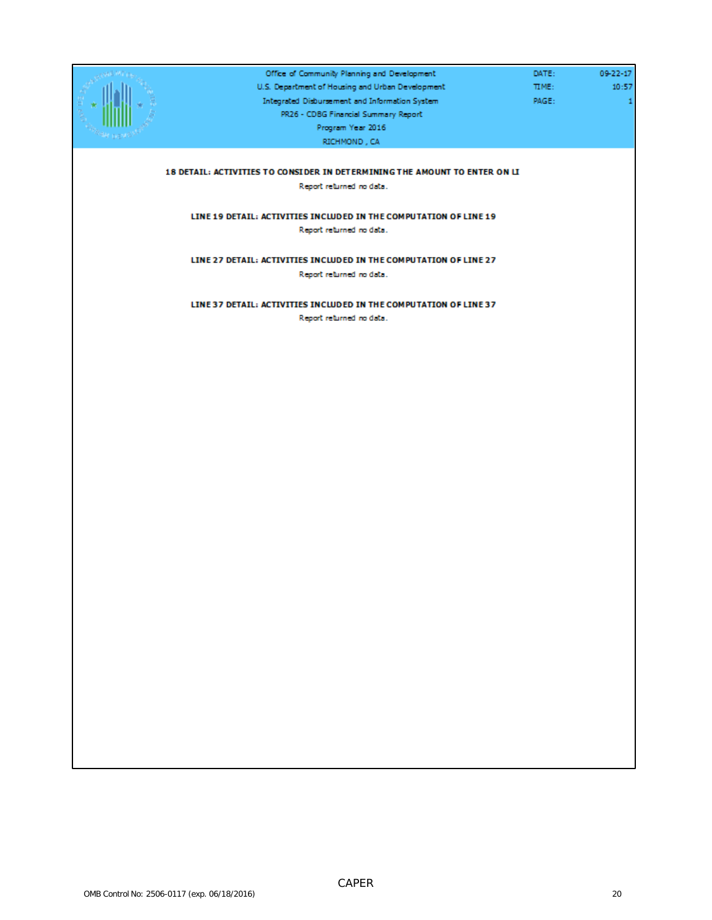Office of Community Planning and Development
U.S. Department of Housing and Urban Development
Integrated Disbursement and Information System
PR26 - CDBG Financial Summary Report
Program Year 2016
RICHMOND , CA

DATE: 09-22-17
TIME: 10:57
PAGE: 1

**18 DETAIL: ACTIVITIES TO CONSIDER IN DETERMINING THE AMOUNT TO ENTER ON LI**

Report returned no data.

**LINE 19 DETAIL: ACTIVITIES INCLUDED IN THE COMPUTATION OF LINE 19**

Report returned no data.

**LINE 27 DETAIL: ACTIVITIES INCLUDED IN THE COMPUTATION OF LINE 27**

Report returned no data.

**LINE 37 DETAIL: ACTIVITIES INCLUDED IN THE COMPUTATION OF LINE 37**

Report returned no data.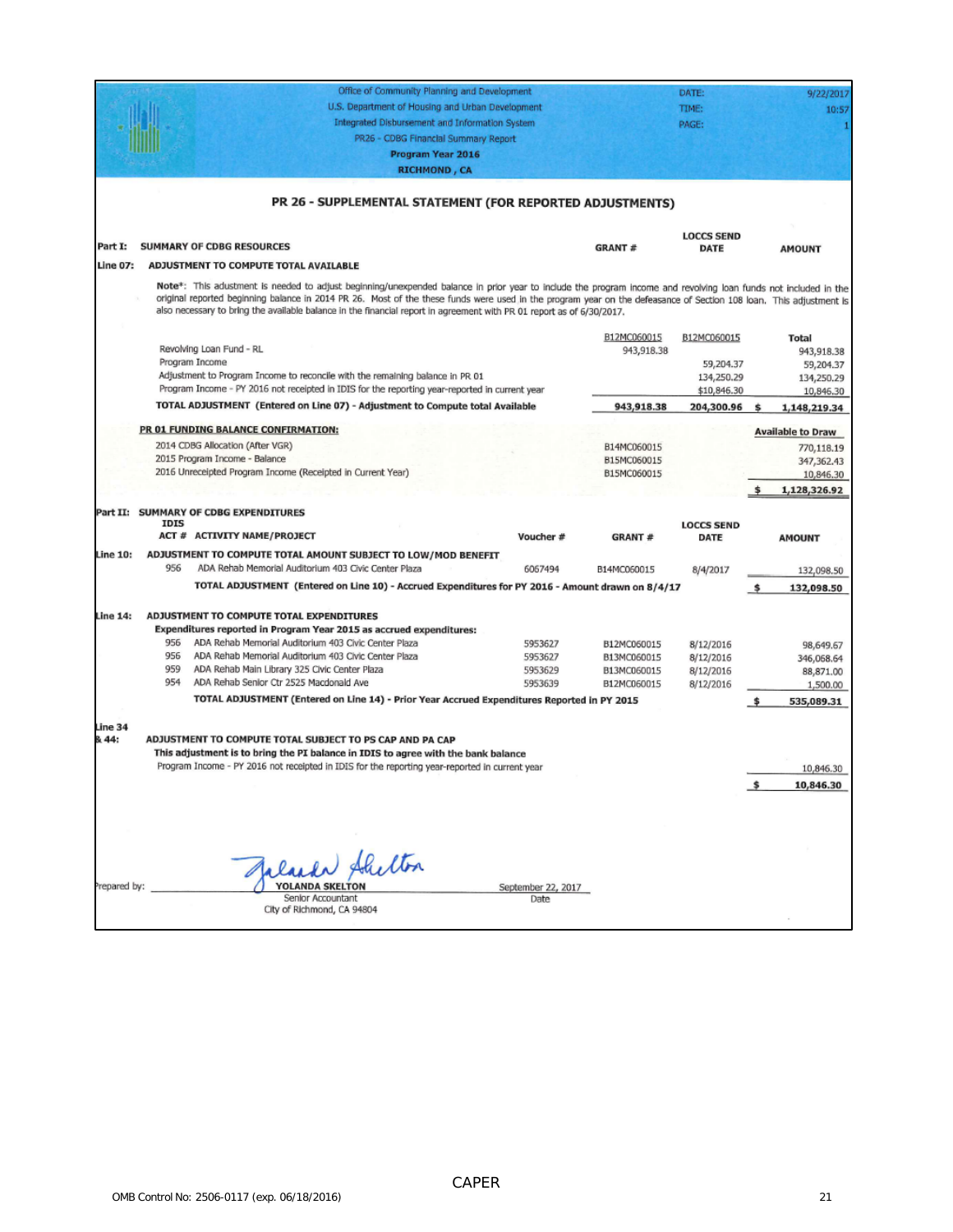Office of Community Planning and Development
U.S. Department of Housing and Urban Development
Integrated Disbursement and Information System
PR26 - CDBG Financial Summary Report
**Program Year 2016**
**RICHMOND , CA**

DATE: 9/22/2017
TIME: 10:57
PAGE: 1

## PR 26 - SUPPLEMENTAL STATEMENT (FOR REPORTED ADJUSTMENTS)

**Part I: SUMMARY OF CDBG RESOURCES** — GRANT # | LOCCS SEND DATE | AMOUNT

**Line 07: ADJUSTMENT TO COMPUTE TOTAL AVAILABLE**

**Note\***: This adjustment is needed to adjust beginning/unexpended balance in prior year to include the program income and revolving loan funds not included in the original reported beginning balance in 2014 PR 26. Most of the these funds were used in the program year on the defeasance of Section 108 loan. This adjustment is also necessary to bring the available balance in the financial report in agreement with PR 01 report as of 6/30/2017.

| | B12MC060015 | B12MC060015 | Total |
|---|---|---|---|
| Revolving Loan Fund - RL | 943,918.38 | | 943,918.38 |
| Program Income | | 59,204.37 | 59,204.37 |
| Adjustment to Program Income to reconcile with the remaining balance in PR 01 | | 134,250.29 | 134,250.29 |
| Program Income - PY 2016 not receipted in IDIS for the reporting year-reported in current year | | $10,846.30 | 10,846.30 |
| **TOTAL ADJUSTMENT (Entered on Line 07) - Adjustment to Compute total Available** | **943,918.38** | **204,300.96** | **$ 1,148,219.34** |

**PR 01 FUNDING BALANCE CONFIRMATION:**

| | | Available to Draw |
|---|---|---|
| 2014 CDBG Allocation (After VGR) | B14MC060015 | 770,118.19 |
| 2015 Program Income - Balance | B15MC060015 | 347,362.43 |
| 2016 Unreceipted Program Income (Receipted in Current Year) | B15MC060015 | 10,846.30 |
| | | **$ 1,128,326.92** |

**Part II: SUMMARY OF CDBG EXPENDITURES**

| IDIS ACT # | ACTIVITY NAME/PROJECT | Voucher # | GRANT # | LOCCS SEND DATE | AMOUNT |
|---|---|---|---|---|---|
| **Line 10: ADJUSTMENT TO COMPUTE TOTAL AMOUNT SUBJECT TO LOW/MOD BENEFIT** | | | | | |
| 956 | ADA Rehab Memorial Auditorium 403 Civic Center Plaza | 6067494 | B14MC060015 | 8/4/2017 | 132,098.50 |
| | **TOTAL ADJUSTMENT (Entered on Line 10) - Accrued Expenditures for PY 2016 - Amount drawn on 8/4/17** | | | | **$ 132,098.50** |
| **Line 14: ADJUSTMENT TO COMPUTE TOTAL EXPENDITURES** | | | | | |
| | **Expenditures reported in Program Year 2015 as accrued expenditures:** | | | | |
| 956 | ADA Rehab Memorial Auditorium 403 Civic Center Plaza | 5953627 | B12MC060015 | 8/12/2016 | 98,649.67 |
| 956 | ADA Rehab Memorial Auditorium 403 Civic Center Plaza | 5953627 | B13MC060015 | 8/12/2016 | 346,068.64 |
| 959 | ADA Rehab Main Library 325 Civic Center Plaza | 5953629 | B13MC060015 | 8/12/2016 | 88,871.00 |
| 954 | ADA Rehab Senior Ctr 2525 Macdonald Ave | 5953639 | B12MC060015 | 8/12/2016 | 1,500.00 |
| | **TOTAL ADJUSTMENT (Entered on Line 14) - Prior Year Accrued Expenditures Reported in PY 2015** | | | | **$ 535,089.31** |

**Line 34 & 44: ADJUSTMENT TO COMPUTE TOTAL SUBJECT TO PS CAP AND PA CAP**

**This adjustment is to bring the PI balance in IDIS to agree with the bank balance**

| | AMOUNT |
|---|---|
| Program Income - PY 2016 not receipted in IDIS for the reporting year-reported in current year | 10,846.30 |
| | **$ 10,846.30** |

Prepared by: Yolanda Skelton (signature)
YOLANDA SKELTON
Senior Accountant
City of Richmond, CA 94804

September 22, 2017
Date

CAPER

OMB Control No: 2506-0117 (exp. 06/18/2016)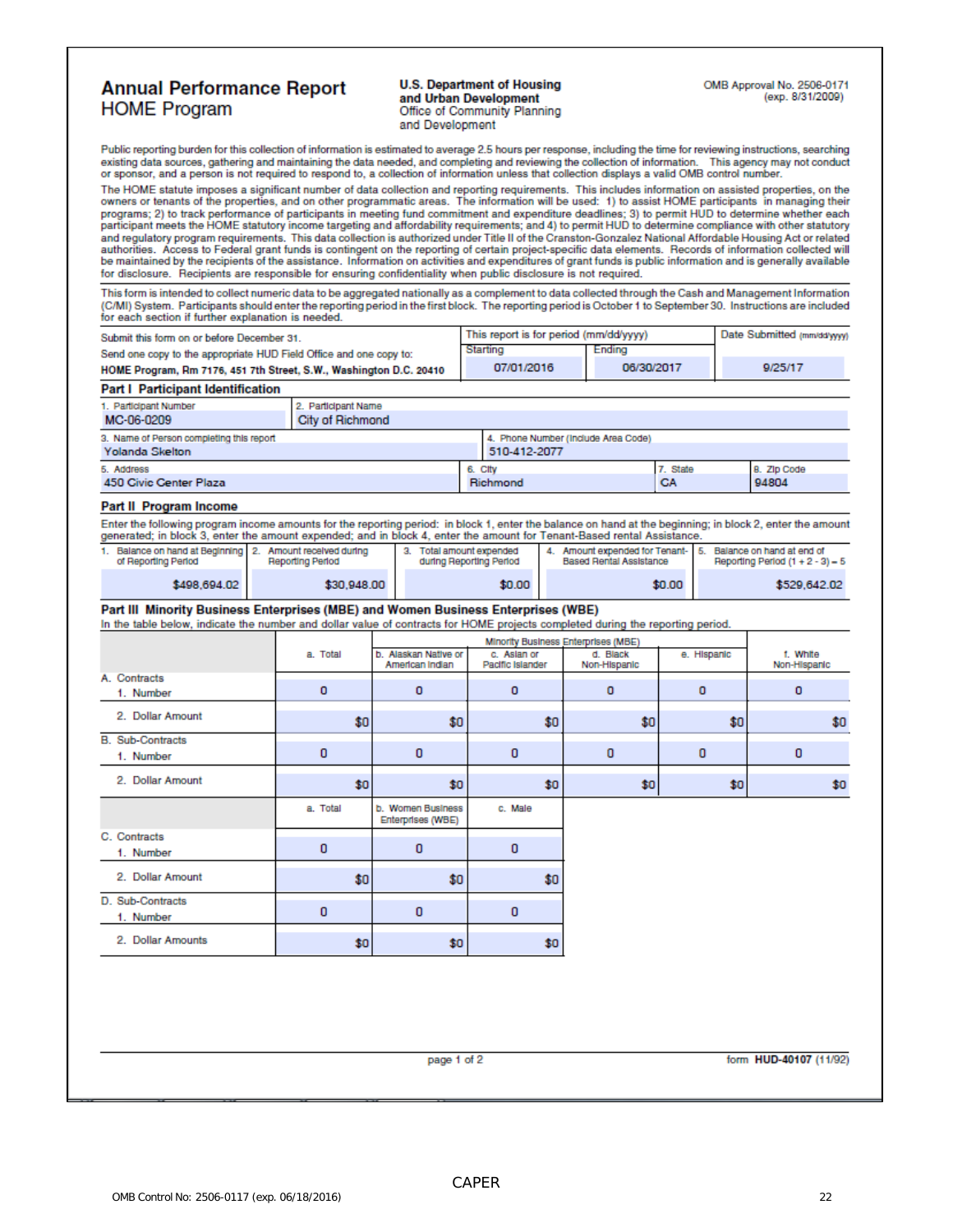# Annual Performance Report
# HOME Program

**U.S. Department of Housing and Urban Development**
Office of Community Planning and Development

OMB Approval No. 2506-0171
(exp. 8/31/2009)

Public reporting burden for this collection of information is estimated to average 2.5 hours per response, including the time for reviewing instructions, searching existing data sources, gathering and maintaining the data needed, and completing and reviewing the collection of information. This agency may not conduct or sponsor, and a person is not required to respond to, a collection of information unless that collection displays a valid OMB control number.

The HOME statute imposes a significant number of data collection and reporting requirements. This includes information on assisted properties, on the owners or tenants of the properties, and on other programmatic areas. The information will be used: 1) to assist HOME participants in managing their programs; 2) to track performance of participants in meeting fund commitment and expenditure deadlines; 3) to permit HUD to determine whether each participant meets the HOME statutory income targeting and affordability requirements; and 4) to permit HUD to determine compliance with other statutory and regulatory program requirements. This data collection is authorized under Title II of the Cranston-Gonzalez National Affordable Housing Act or related authorities. Access to Federal grant funds is contingent on the reporting of certain project-specific data elements. Records of information collected will be maintained by the recipients of the assistance. Information on activities and expenditures of grant funds is public information and is generally available for disclosure. Recipients are responsible for ensuring confidentiality when public disclosure is not required.

This form is intended to collect numeric data to be aggregated nationally as a complement to data collected through the Cash and Management Information (C/MI) System. Participants should enter the reporting period in the first block. The reporting period is October 1 to September 30. Instructions are included for each section if further explanation is needed.

| Submit this form on or before December 31. Send one copy to the appropriate HUD Field Office and one copy to: **HOME Program, Rm 7176, 451 7th Street, S.W., Washington D.C. 20410** | This report is for period (mm/dd/yyyy) Starting | Ending | Date Submitted (mm/dd/yyyy) |
|---|---|---|---|
| | 07/01/2016 | 06/30/2017 | 9/25/17 |

## Part I Participant Identification

| 1. Participant Number | 2. Participant Name | | |
|---|---|---|---|
| MC-06-0209 | City of Richmond | | |
| 3. Name of Person completing this report | | 4. Phone Number (Include Area Code) | |
| Yolanda Skelton | | 510-412-2077 | |
| 5. Address | 6. City | 7. State | 8. Zip Code |
| 450 Civic Center Plaza | Richmond | CA | 94804 |

## Part II Program Income

Enter the following program income amounts for the reporting period: in block 1, enter the balance on hand at the beginning; in block 2, enter the amount generated; in block 3, enter the amount expended; and in block 4, enter the amount for Tenant-Based rental Assistance.

| 1. Balance on hand at Beginning of Reporting Period | 2. Amount received during Reporting Period | 3. Total amount expended during Reporting Period | 4. Amount expended for Tenant-Based Rental Assistance | 5. Balance on hand at end of Reporting Period (1 + 2 - 3) = 5 |
|---|---|---|---|---|
| $498,694.02 | $30,948.00 | $0.00 | $0.00 | $529,642.02 |

## Part III Minority Business Enterprises (MBE) and Women Business Enterprises (WBE)

In the table below, indicate the number and dollar value of contracts for HOME projects completed during the reporting period.

| | a. Total | Minority Business Enterprises (MBE) b. Alaskan Native or American Indian | c. Asian or Pacific Islander | d. Black Non-Hispanic | e. Hispanic | f. White Non-Hispanic |
|---|---|---|---|---|---|---|
| A. Contracts 1. Number | 0 | 0 | 0 | 0 | 0 | 0 |
| 2. Dollar Amount | $0 | $0 | $0 | $0 | $0 | $0 |
| B. Sub-Contracts 1. Number | 0 | 0 | 0 | 0 | 0 | 0 |
| 2. Dollar Amount | $0 | $0 | $0 | $0 | $0 | $0 |

| | a. Total | b. Women Business Enterprises (WBE) | c. Male |
|---|---|---|---|
| C. Contracts 1. Number | 0 | 0 | 0 |
| 2. Dollar Amount | $0 | $0 | $0 |
| D. Sub-Contracts 1. Number | 0 | 0 | 0 |
| 2. Dollar Amounts | $0 | $0 | $0 |

form **HUD-40107** (11/92)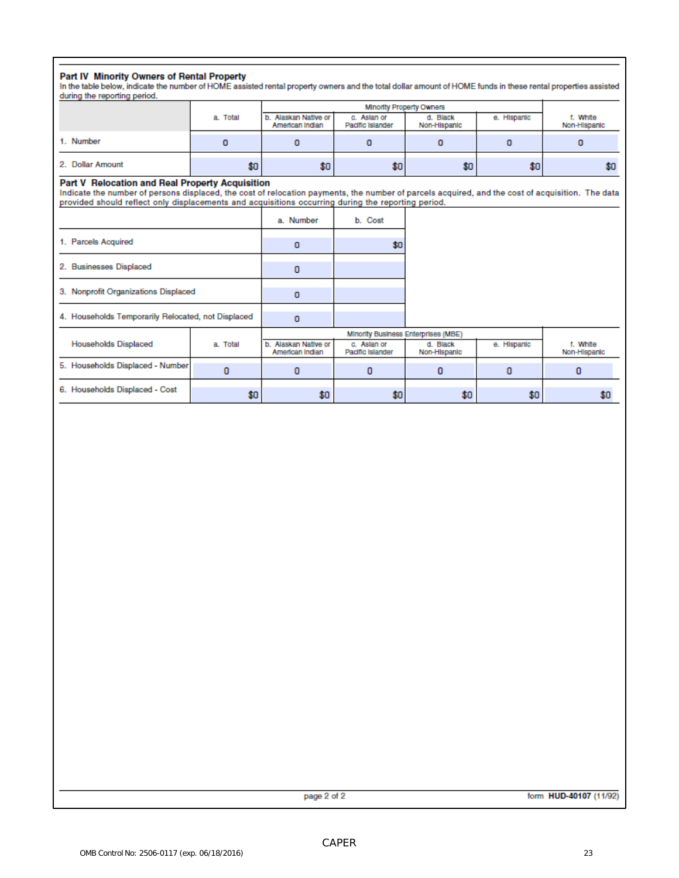## Part IV Minority Owners of Rental Property

In the table below, indicate the number of HOME assisted rental property owners and the total dollar amount of HOME funds in these rental properties assisted during the reporting period.

| | a. Total | Minority Property Owners | | | | f. White Non-Hispanic |
|---|---|---|---|---|---|---|
| | | b. Alaskan Native or American Indian | c. Asian or Pacific Islander | d. Black Non-Hispanic | e. Hispanic | |
| 1. Number | 0 | 0 | 0 | 0 | 0 | 0 |
| 2. Dollar Amount | $0 | $0 | $0 | $0 | $0 | $0 |

## Part V Relocation and Real Property Acquisition

Indicate the number of persons displaced, the cost of relocation payments, the number of parcels acquired, and the cost of acquisition. The data provided should reflect only displacements and acquisitions occurring during the reporting period.

| | a. Number | b. Cost |
|---|---|---|
| 1. Parcels Acquired | 0 | $0 |
| 2. Businesses Displaced | 0 | |
| 3. Nonprofit Organizations Displaced | 0 | |
| 4. Households Temporarily Relocated, not Displaced | 0 | |

| Households Displaced | a. Total | Minority Business Enterprises (MBE) | | | | f. White Non-Hispanic |
|---|---|---|---|---|---|---|
| | | b. Alaskan Native or American Indian | c. Asian or Pacific Islander | d. Black Non-Hispanic | e. Hispanic | |
| 5. Households Displaced - Number | 0 | 0 | 0 | 0 | 0 | 0 |
| 6. Households Displaced - Cost | $0 | $0 | $0 | $0 | $0 | $0 |

form **HUD-40107** (11/92)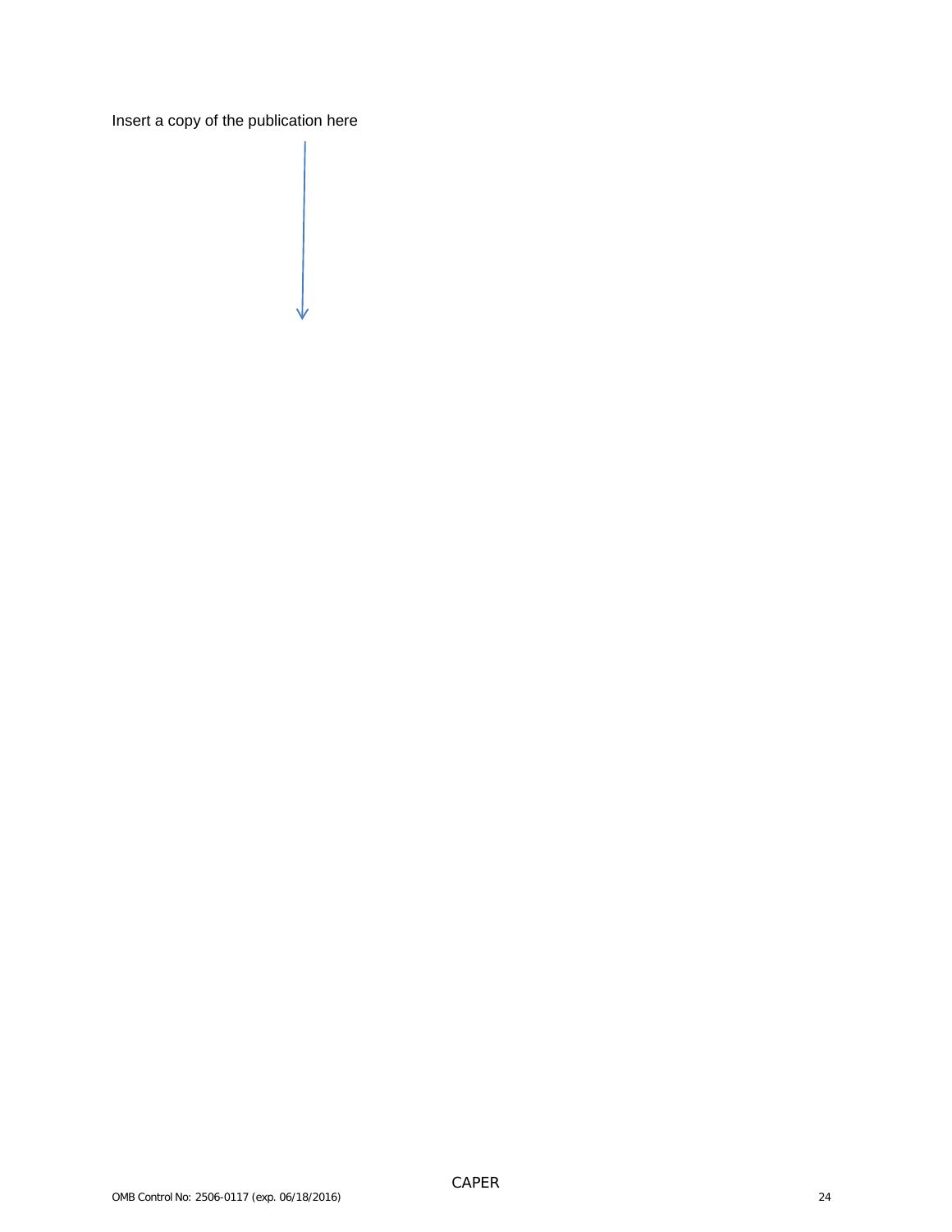Insert a copy of the publication here